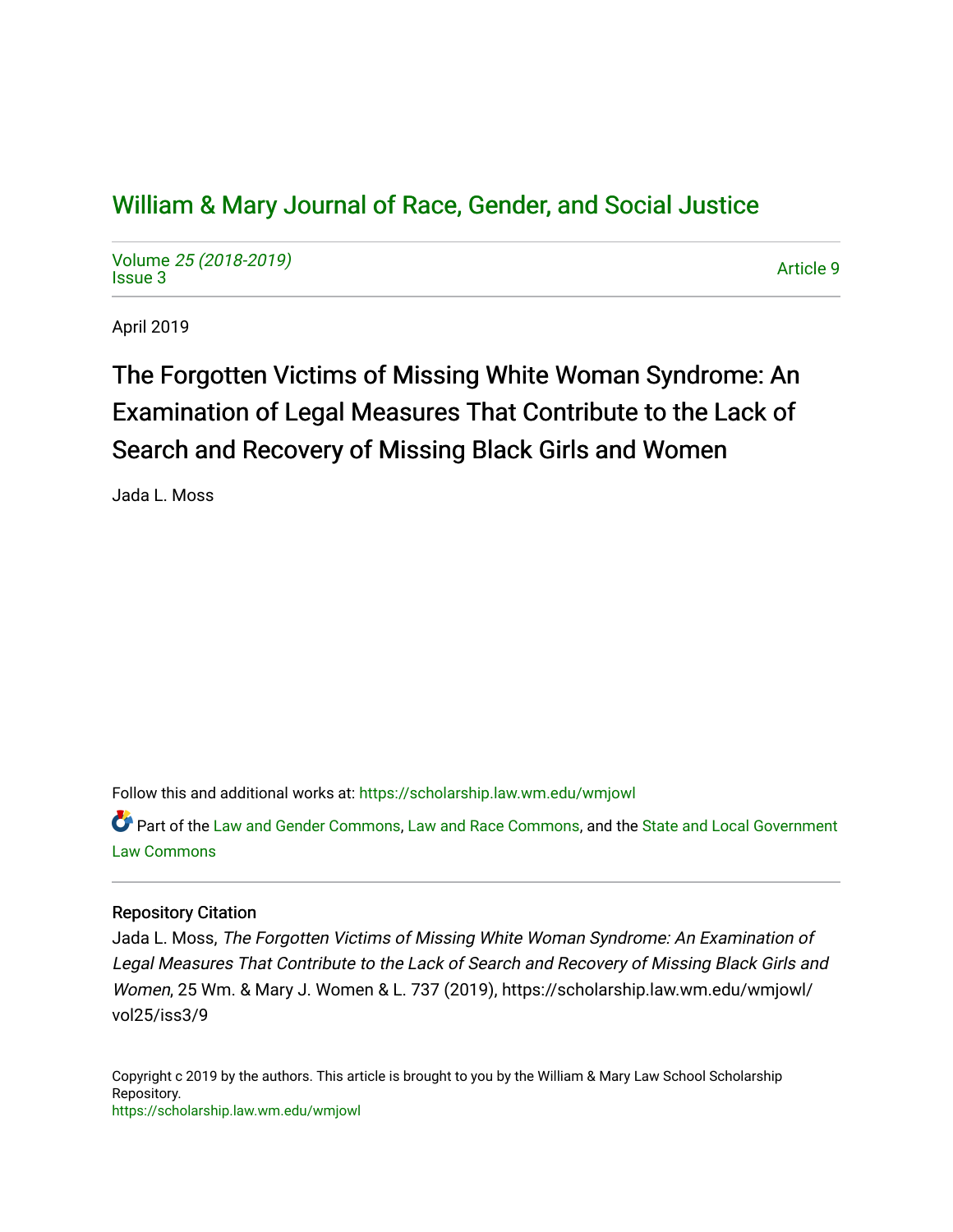# William & Mary Journal of Race, Gender, and Social Justice

Volume *25 (2018-2019)*
Issue 3

Article 9

April 2019

## The Forgotten Victims of Missing White Woman Syndrome: An Examination of Legal Measures That Contribute to the Lack of Search and Recovery of Missing Black Girls and Women

Jada L. Moss

Follow this and additional works at: https://scholarship.law.wm.edu/wmjowl

Part of the Law and Gender Commons, Law and Race Commons, and the State and Local Government Law Commons

### Repository Citation

Jada L. Moss, *The Forgotten Victims of Missing White Woman Syndrome: An Examination of Legal Measures That Contribute to the Lack of Search and Recovery of Missing Black Girls and Women*, 25 Wm. & Mary J. Women & L. 737 (2019), https://scholarship.law.wm.edu/wmjowl/vol25/iss3/9

Copyright c 2019 by the authors. This article is brought to you by the William & Mary Law School Scholarship Repository.
https://scholarship.law.wm.edu/wmjowl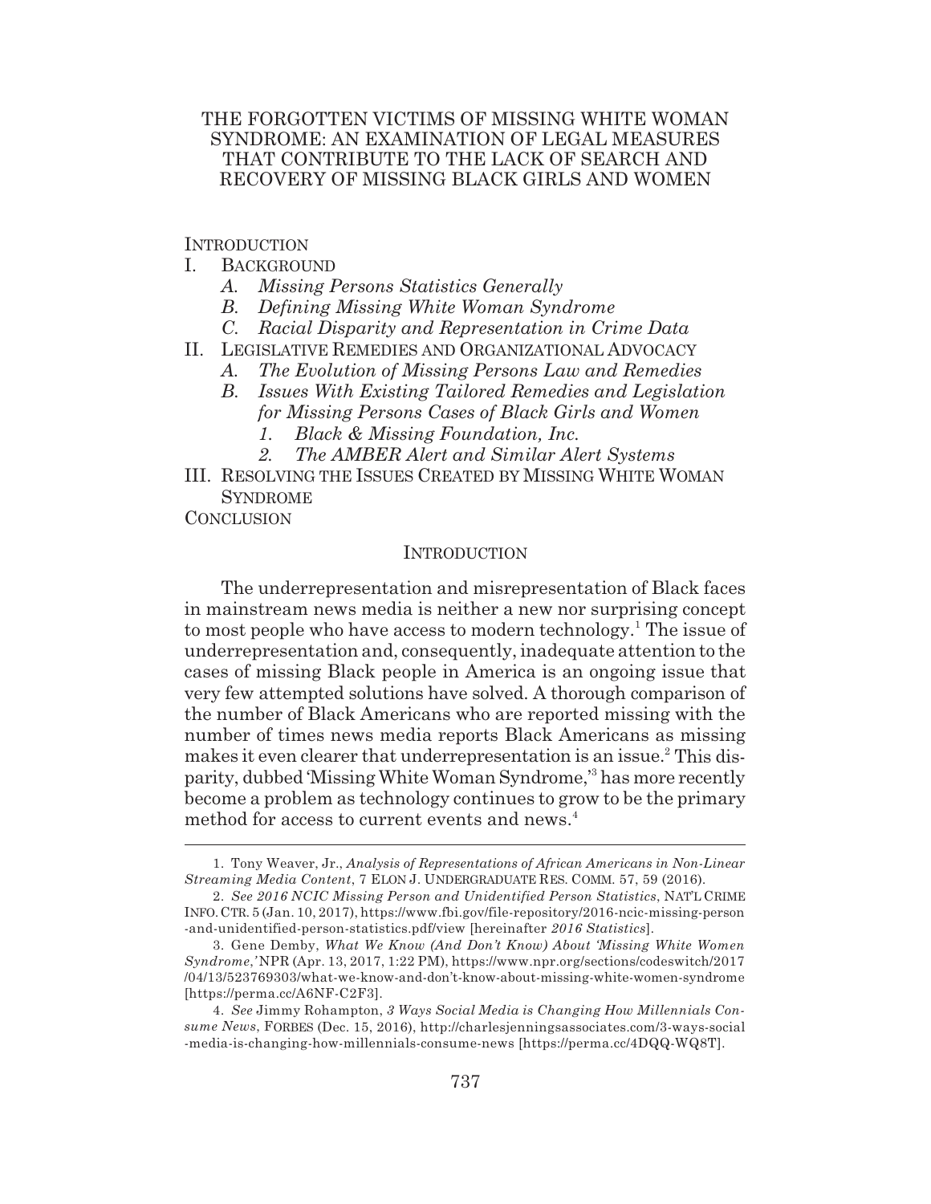# THE FORGOTTEN VICTIMS OF MISSING WHITE WOMAN SYNDROME: AN EXAMINATION OF LEGAL MEASURES THAT CONTRIBUTE TO THE LACK OF SEARCH AND RECOVERY OF MISSING BLACK GIRLS AND WOMEN

INTRODUCTION

I. BACKGROUND
   - *A. Missing Persons Statistics Generally*
   - *B. Defining Missing White Woman Syndrome*
   - *C. Racial Disparity and Representation in Crime Data*

II. LEGISLATIVE REMEDIES AND ORGANIZATIONAL ADVOCACY
   - *A. The Evolution of Missing Persons Law and Remedies*
   - *B. Issues With Existing Tailored Remedies and Legislation for Missing Persons Cases of Black Girls and Women*
     - *1. Black & Missing Foundation, Inc.*
     - *2. The AMBER Alert and Similar Alert Systems*

III. RESOLVING THE ISSUES CREATED BY MISSING WHITE WOMAN SYNDROME

CONCLUSION

## INTRODUCTION

The underrepresentation and misrepresentation of Black faces in mainstream news media is neither a new nor surprising concept to most people who have access to modern technology.[1] The issue of underrepresentation and, consequently, inadequate attention to the cases of missing Black people in America is an ongoing issue that very few attempted solutions have solved. A thorough comparison of the number of Black Americans who are reported missing with the number of times news media reports Black Americans as missing makes it even clearer that underrepresentation is an issue.[2] This disparity, dubbed 'Missing White Woman Syndrome,'[3] has more recently become a problem as technology continues to grow to be the primary method for access to current events and news.[4]

---

1. Tony Weaver, Jr., *Analysis of Representations of African Americans in Non-Linear Streaming Media Content*, 7 ELON J. UNDERGRADUATE RES. COMM. 57, 59 (2016).

2. *See 2016 NCIC Missing Person and Unidentified Person Statistics*, NAT'L CRIME INFO. CTR. 5 (Jan. 10, 2017), https://www.fbi.gov/file-repository/2016-ncic-missing-person-and-unidentified-person-statistics.pdf/view [hereinafter *2016 Statistics*].

3. Gene Demby, *What We Know (And Don't Know) About 'Missing White Women Syndrome,'* NPR (Apr. 13, 2017, 1:22 PM), https://www.npr.org/sections/codeswitch/2017/04/13/523769303/what-we-know-and-don't-know-about-missing-white-women-syndrome [https://perma.cc/A6NF-C2F3].

4. *See* Jimmy Rohampton, *3 Ways Social Media is Changing How Millennials Consume News*, FORBES (Dec. 15, 2016), http://charlesjenningsassociates.com/3-ways-social-media-is-changing-how-millennials-consume-news [https://perma.cc/4DQQ-WQ8T].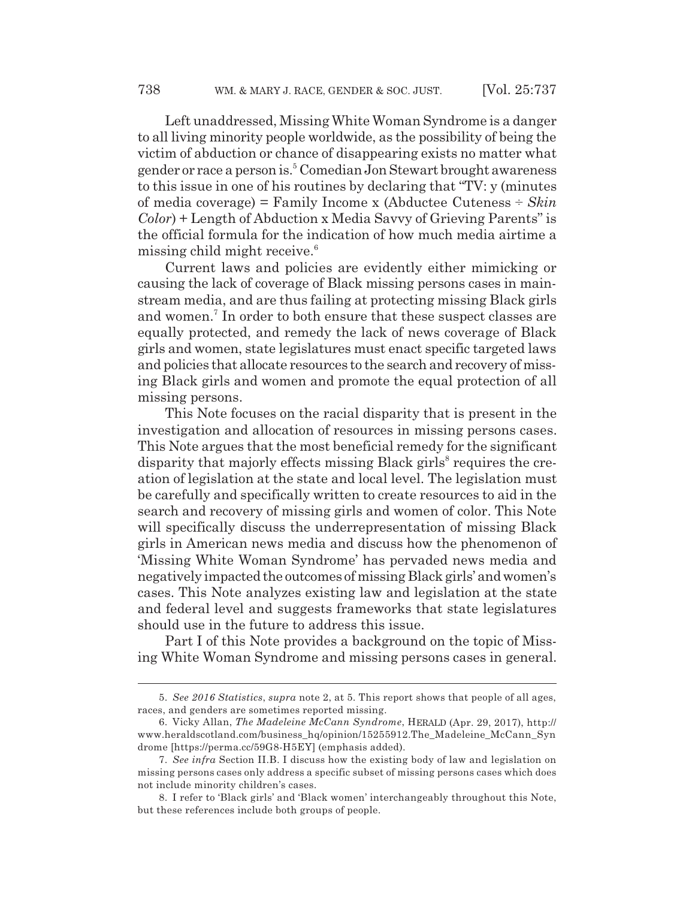Left unaddressed, Missing White Woman Syndrome is a danger to all living minority people worldwide, as the possibility of being the victim of abduction or chance of disappearing exists no matter what gender or race a person is.[5] Comedian Jon Stewart brought awareness to this issue in one of his routines by declaring that "TV: y (minutes of media coverage) = Family Income x (Abductee Cuteness ÷ *Skin Color*) + Length of Abduction x Media Savvy of Grieving Parents" is the official formula for the indication of how much media airtime a missing child might receive.[6]

Current laws and policies are evidently either mimicking or causing the lack of coverage of Black missing persons cases in mainstream media, and are thus failing at protecting missing Black girls and women.[7] In order to both ensure that these suspect classes are equally protected, and remedy the lack of news coverage of Black girls and women, state legislatures must enact specific targeted laws and policies that allocate resources to the search and recovery of missing Black girls and women and promote the equal protection of all missing persons.

This Note focuses on the racial disparity that is present in the investigation and allocation of resources in missing persons cases. This Note argues that the most beneficial remedy for the significant disparity that majorly effects missing Black girls[8] requires the creation of legislation at the state and local level. The legislation must be carefully and specifically written to create resources to aid in the search and recovery of missing girls and women of color. This Note will specifically discuss the underrepresentation of missing Black girls in American news media and discuss how the phenomenon of 'Missing White Woman Syndrome' has pervaded news media and negatively impacted the outcomes of missing Black girls' and women's cases. This Note analyzes existing law and legislation at the state and federal level and suggests frameworks that state legislatures should use in the future to address this issue.

Part I of this Note provides a background on the topic of Missing White Woman Syndrome and missing persons cases in general.

---

5. *See 2016 Statistics*, *supra* note 2, at 5. This report shows that people of all ages, races, and genders are sometimes reported missing.

6. Vicky Allan, *The Madeleine McCann Syndrome*, HERALD (Apr. 29, 2017), http://www.heraldscotland.com/business_hq/opinion/15255912.The_Madeleine_McCann_Syndrome [https://perma.cc/59G8-H5EY] (emphasis added).

7. *See infra* Section II.B. I discuss how the existing body of law and legislation on missing persons cases only address a specific subset of missing persons cases which does not include minority children's cases.

8. I refer to 'Black girls' and 'Black women' interchangeably throughout this Note, but these references include both groups of people.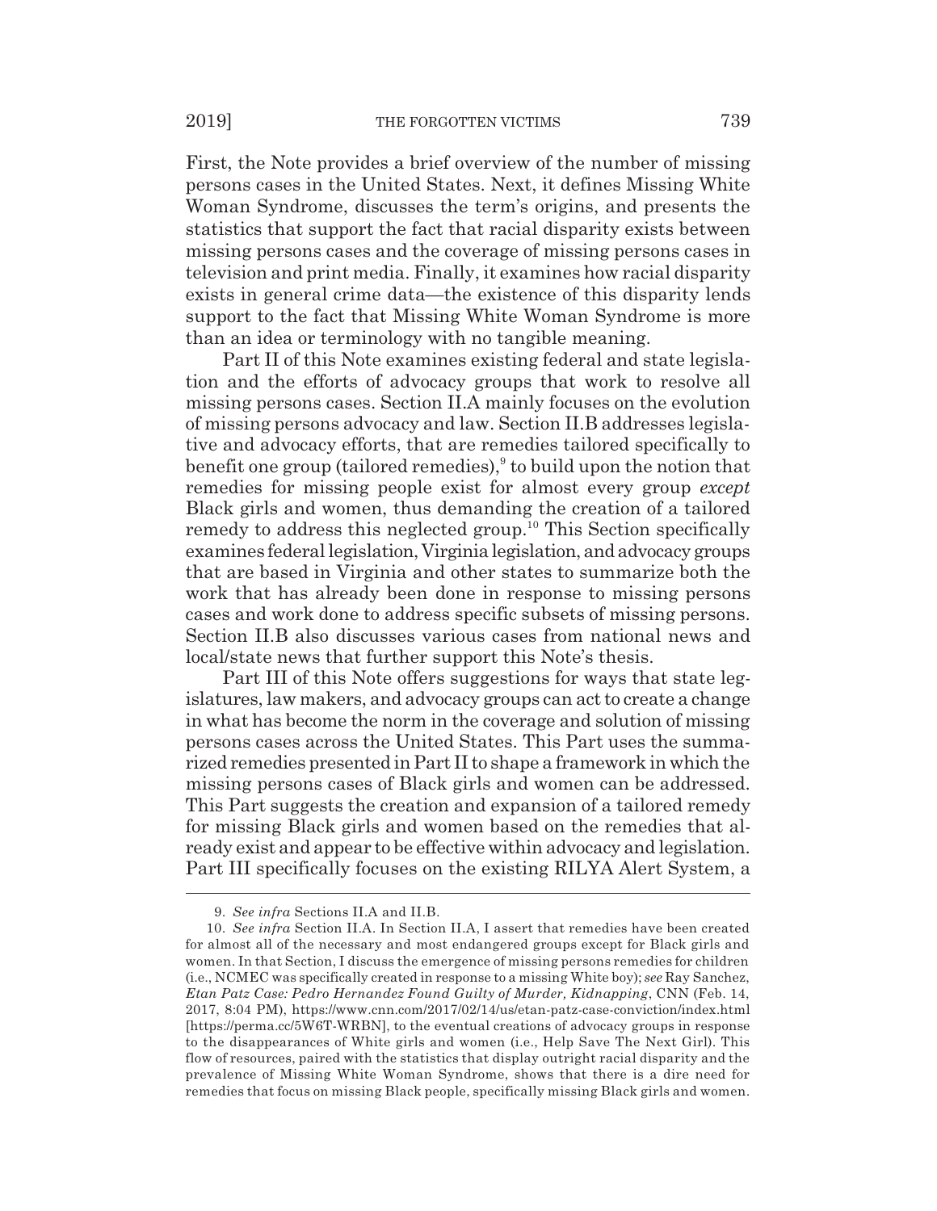First, the Note provides a brief overview of the number of missing persons cases in the United States. Next, it defines Missing White Woman Syndrome, discusses the term's origins, and presents the statistics that support the fact that racial disparity exists between missing persons cases and the coverage of missing persons cases in television and print media. Finally, it examines how racial disparity exists in general crime data—the existence of this disparity lends support to the fact that Missing White Woman Syndrome is more than an idea or terminology with no tangible meaning.

Part II of this Note examines existing federal and state legislation and the efforts of advocacy groups that work to resolve all missing persons cases. Section II.A mainly focuses on the evolution of missing persons advocacy and law. Section II.B addresses legislative and advocacy efforts, that are remedies tailored specifically to benefit one group (tailored remedies),[9] to build upon the notion that remedies for missing people exist for almost every group *except* Black girls and women, thus demanding the creation of a tailored remedy to address this neglected group.[10] This Section specifically examines federal legislation, Virginia legislation, and advocacy groups that are based in Virginia and other states to summarize both the work that has already been done in response to missing persons cases and work done to address specific subsets of missing persons. Section II.B also discusses various cases from national news and local/state news that further support this Note's thesis.

Part III of this Note offers suggestions for ways that state legislatures, law makers, and advocacy groups can act to create a change in what has become the norm in the coverage and solution of missing persons cases across the United States. This Part uses the summarized remedies presented in Part II to shape a framework in which the missing persons cases of Black girls and women can be addressed. This Part suggests the creation and expansion of a tailored remedy for missing Black girls and women based on the remedies that already exist and appear to be effective within advocacy and legislation. Part III specifically focuses on the existing RILYA Alert System, a

---

9. *See infra* Sections II.A and II.B.

10. *See infra* Section II.A. In Section II.A, I assert that remedies have been created for almost all of the necessary and most endangered groups except for Black girls and women. In that Section, I discuss the emergence of missing persons remedies for children (i.e., NCMEC was specifically created in response to a missing White boy); *see* Ray Sanchez, *Etan Patz Case: Pedro Hernandez Found Guilty of Murder, Kidnapping*, CNN (Feb. 14, 2017, 8:04 PM), https://www.cnn.com/2017/02/14/us/etan-patz-case-conviction/index.html [https://perma.cc/5W6T-WRBN], to the eventual creations of advocacy groups in response to the disappearances of White girls and women (i.e., Help Save The Next Girl). This flow of resources, paired with the statistics that display outright racial disparity and the prevalence of Missing White Woman Syndrome, shows that there is a dire need for remedies that focus on missing Black people, specifically missing Black girls and women.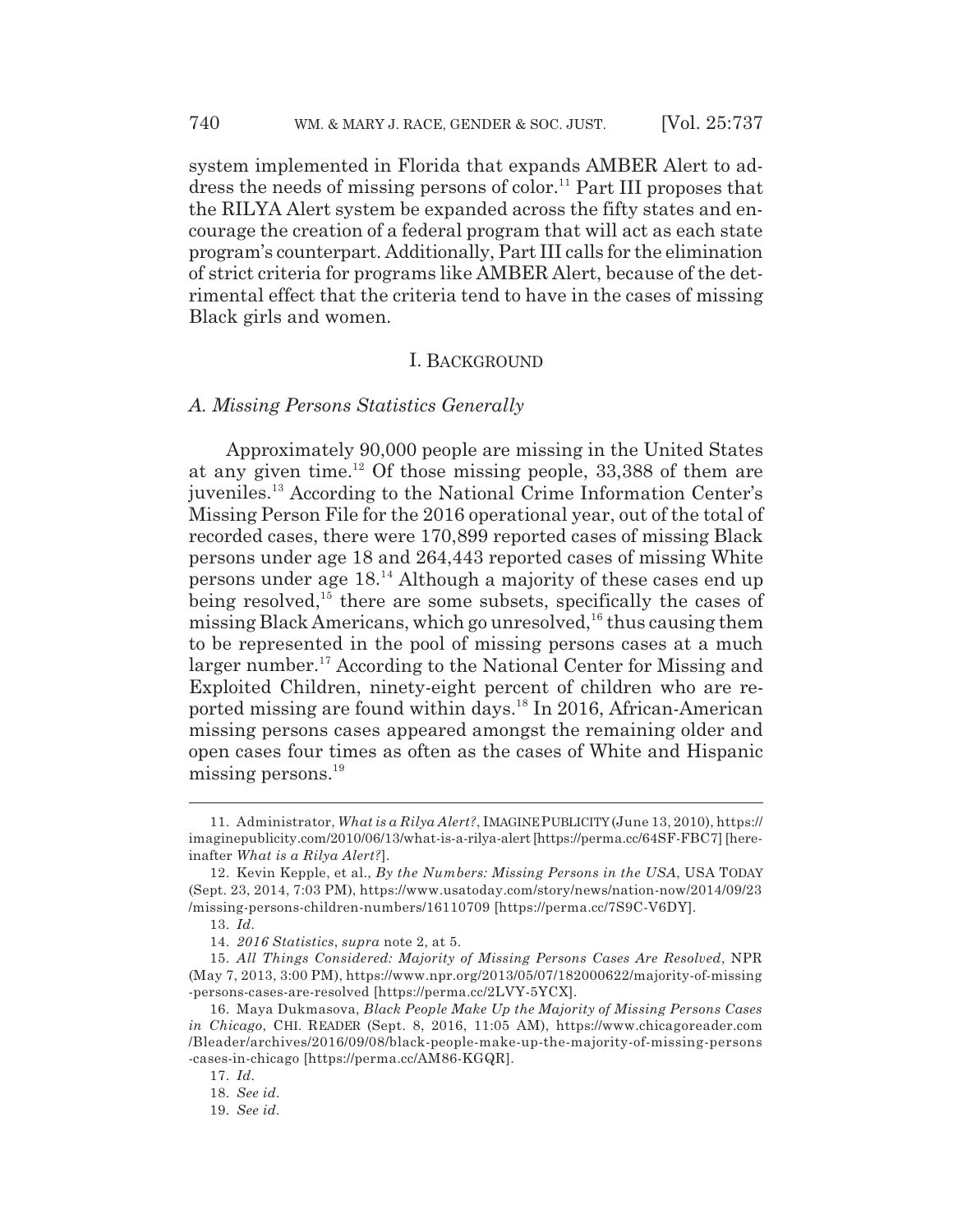system implemented in Florida that expands AMBER Alert to address the needs of missing persons of color.[11] Part III proposes that the RILYA Alert system be expanded across the fifty states and encourage the creation of a federal program that will act as each state program's counterpart. Additionally, Part III calls for the elimination of strict criteria for programs like AMBER Alert, because of the detrimental effect that the criteria tend to have in the cases of missing Black girls and women.

## I. BACKGROUND

### *A. Missing Persons Statistics Generally*

Approximately 90,000 people are missing in the United States at any given time.[12] Of those missing people, 33,388 of them are juveniles.[13] According to the National Crime Information Center's Missing Person File for the 2016 operational year, out of the total of recorded cases, there were 170,899 reported cases of missing Black persons under age 18 and 264,443 reported cases of missing White persons under age 18.[14] Although a majority of these cases end up being resolved,[15] there are some subsets, specifically the cases of missing Black Americans, which go unresolved,[16] thus causing them to be represented in the pool of missing persons cases at a much larger number.[17] According to the National Center for Missing and Exploited Children, ninety-eight percent of children who are reported missing are found within days.[18] In 2016, African-American missing persons cases appeared amongst the remaining older and open cases four times as often as the cases of White and Hispanic missing persons.[19]

---

11. Administrator, *What is a Rilya Alert?*, IMAGINE PUBLICITY (June 13, 2010), https://imaginepublicity.com/2010/06/13/what-is-a-rilya-alert [https://perma.cc/64SF-FBC7] [hereinafter *What is a Rilya Alert?*].

12. Kevin Kepple, et al., *By the Numbers: Missing Persons in the USA*, USA TODAY (Sept. 23, 2014, 7:03 PM), https://www.usatoday.com/story/news/nation-now/2014/09/23/missing-persons-children-numbers/16110709 [https://perma.cc/7S9C-V6DY].

13. *Id.*

14. *2016 Statistics*, *supra* note 2, at 5.

15. *All Things Considered: Majority of Missing Persons Cases Are Resolved*, NPR (May 7, 2013, 3:00 PM), https://www.npr.org/2013/05/07/182000622/majority-of-missing-persons-cases-are-resolved [https://perma.cc/2LVY-5YCX].

16. Maya Dukmasova, *Black People Make Up the Majority of Missing Persons Cases in Chicago*, CHI. READER (Sept. 8, 2016, 11:05 AM), https://www.chicagoreader.com/Bleader/archives/2016/09/08/black-people-make-up-the-majority-of-missing-persons-cases-in-chicago [https://perma.cc/AM86-KGQR].

17. *Id.*

18. *See id.*

19. *See id.*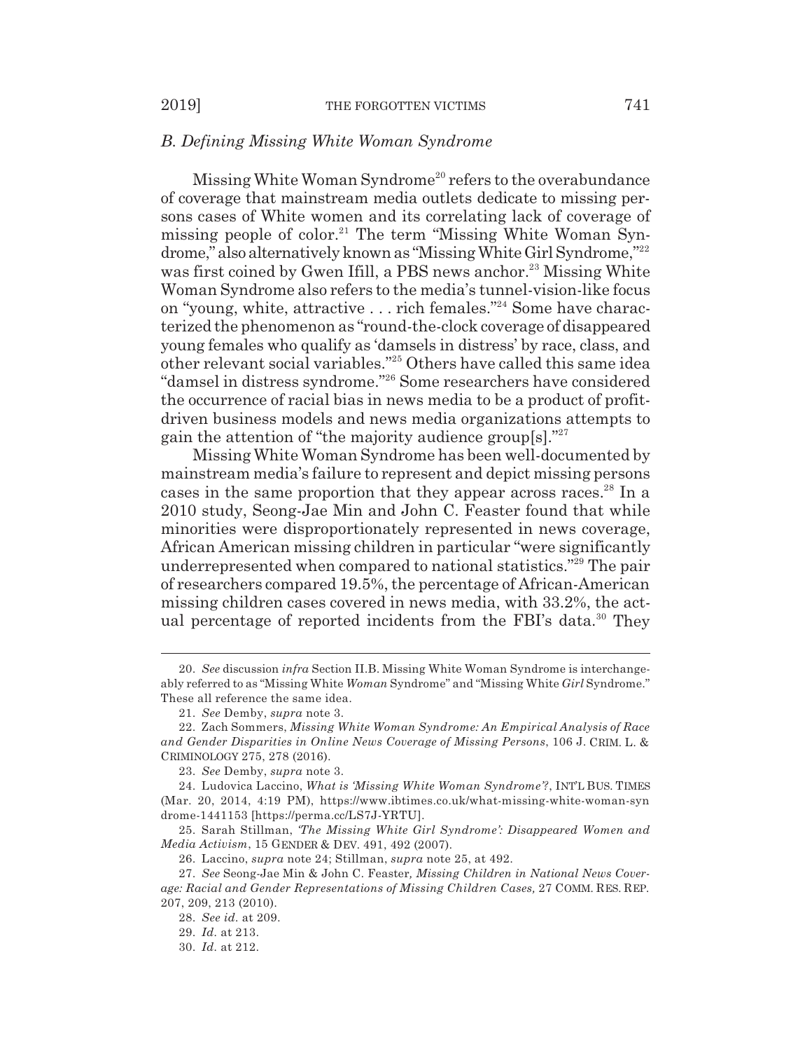### *B. Defining Missing White Woman Syndrome*

Missing White Woman Syndrome[20] refers to the overabundance of coverage that mainstream media outlets dedicate to missing persons cases of White women and its correlating lack of coverage of missing people of color.[21] The term "Missing White Woman Syndrome," also alternatively known as "Missing White Girl Syndrome,"[22] was first coined by Gwen Ifill, a PBS news anchor.[23] Missing White Woman Syndrome also refers to the media's tunnel-vision-like focus on "young, white, attractive . . . rich females."[24] Some have characterized the phenomenon as "round-the-clock coverage of disappeared young females who qualify as 'damsels in distress' by race, class, and other relevant social variables."[25] Others have called this same idea "damsel in distress syndrome."[26] Some researchers have considered the occurrence of racial bias in news media to be a product of profit-driven business models and news media organizations attempts to gain the attention of "the majority audience group[s]."[27]

Missing White Woman Syndrome has been well-documented by mainstream media's failure to represent and depict missing persons cases in the same proportion that they appear across races.[28] In a 2010 study, Seong-Jae Min and John C. Feaster found that while minorities were disproportionately represented in news coverage, African American missing children in particular "were significantly underrepresented when compared to national statistics."[29] The pair of researchers compared 19.5%, the percentage of African-American missing children cases covered in news media, with 33.2%, the actual percentage of reported incidents from the FBI's data.[30] They

---

20. *See* discussion *infra* Section II.B. Missing White Woman Syndrome is interchangeably referred to as "Missing White *Woman* Syndrome" and "Missing White *Girl* Syndrome." These all reference the same idea.

21. *See* Demby, *supra* note 3.

22. Zach Sommers, *Missing White Woman Syndrome: An Empirical Analysis of Race and Gender Disparities in Online News Coverage of Missing Persons*, 106 J. CRIM. L. & CRIMINOLOGY 275, 278 (2016).

23. *See* Demby, *supra* note 3.

24. Ludovica Laccino, *What is 'Missing White Woman Syndrome'?*, INT'L BUS. TIMES (Mar. 20, 2014, 4:19 PM), https://www.ibtimes.co.uk/what-missing-white-woman-syndrome-1441153 [https://perma.cc/LS7J-YRTU].

25. Sarah Stillman, *'The Missing White Girl Syndrome': Disappeared Women and Media Activism*, 15 GENDER & DEV. 491, 492 (2007).

26. Laccino, *supra* note 24; Stillman, *supra* note 25, at 492.

27. *See* Seong-Jae Min & John C. Feaster*, Missing Children in National News Coverage: Racial and Gender Representations of Missing Children Cases,* 27 COMM. RES. REP. 207, 209, 213 (2010).

28. *See id.* at 209.

29. *Id.* at 213.

30. *Id.* at 212.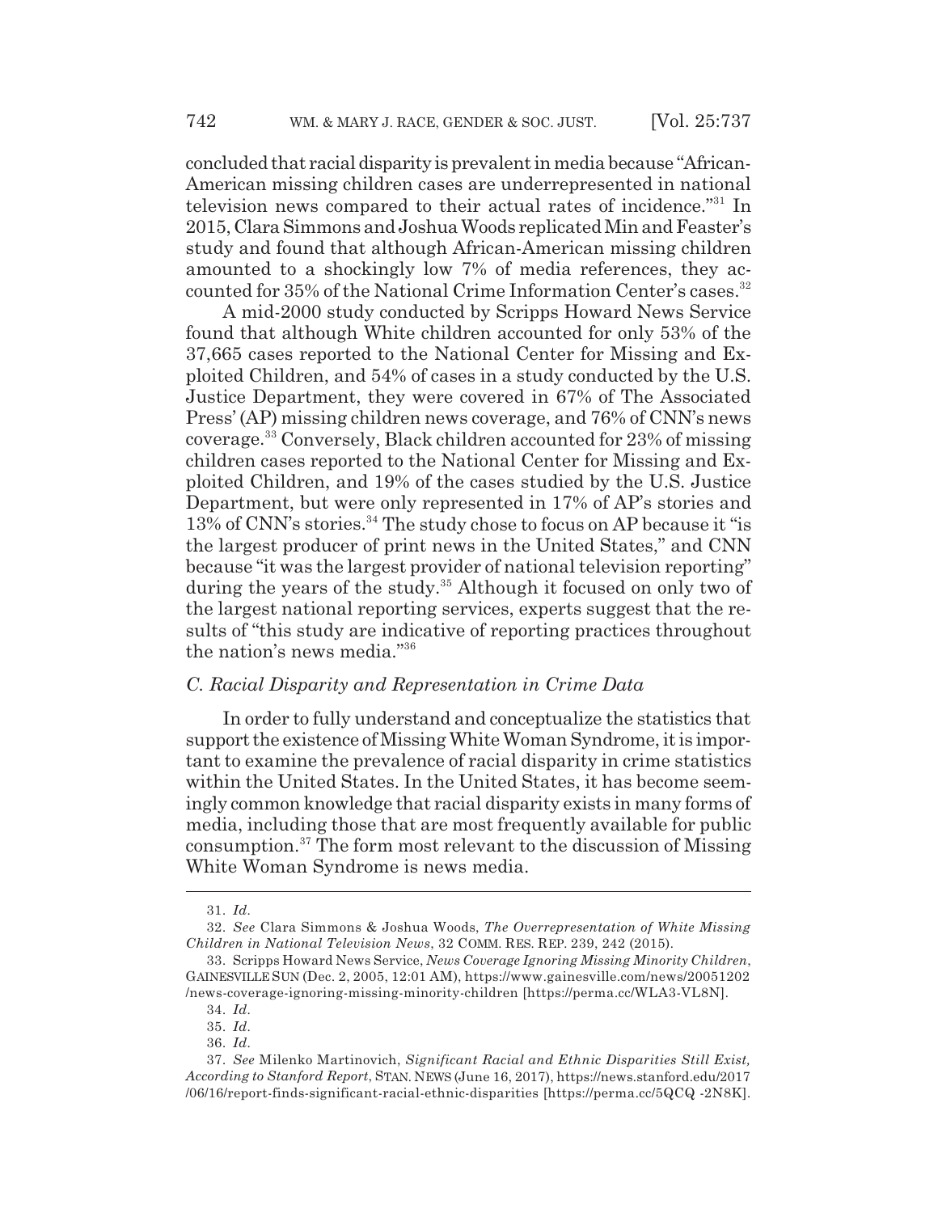concluded that racial disparity is prevalent in media because "African-American missing children cases are underrepresented in national television news compared to their actual rates of incidence."[31] In 2015, Clara Simmons and Joshua Woods replicated Min and Feaster's study and found that although African-American missing children amounted to a shockingly low 7% of media references, they accounted for 35% of the National Crime Information Center's cases.[32]

A mid-2000 study conducted by Scripps Howard News Service found that although White children accounted for only 53% of the 37,665 cases reported to the National Center for Missing and Exploited Children, and 54% of cases in a study conducted by the U.S. Justice Department, they were covered in 67% of The Associated Press' (AP) missing children news coverage, and 76% of CNN's news coverage.[33] Conversely, Black children accounted for 23% of missing children cases reported to the National Center for Missing and Exploited Children, and 19% of the cases studied by the U.S. Justice Department, but were only represented in 17% of AP's stories and 13% of CNN's stories.[34] The study chose to focus on AP because it "is the largest producer of print news in the United States," and CNN because "it was the largest provider of national television reporting" during the years of the study.[35] Although it focused on only two of the largest national reporting services, experts suggest that the results of "this study are indicative of reporting practices throughout the nation's news media."[36]

### *C. Racial Disparity and Representation in Crime Data*

In order to fully understand and conceptualize the statistics that support the existence of Missing White Woman Syndrome, it is important to examine the prevalence of racial disparity in crime statistics within the United States. In the United States, it has become seemingly common knowledge that racial disparity exists in many forms of media, including those that are most frequently available for public consumption.[37] The form most relevant to the discussion of Missing White Woman Syndrome is news media.

---

31. *Id.*

32. *See* Clara Simmons & Joshua Woods, *The Overrepresentation of White Missing Children in National Television News*, 32 COMM. RES. REP. 239, 242 (2015).

33. Scripps Howard News Service, *News Coverage Ignoring Missing Minority Children*, GAINESVILLE SUN (Dec. 2, 2005, 12:01 AM), https://www.gainesville.com/news/20051202/news-coverage-ignoring-missing-minority-children [https://perma.cc/WLA3-VL8N].

34. *Id.*

35. *Id.*

36. *Id.*

37. *See* Milenko Martinovich, *Significant Racial and Ethnic Disparities Still Exist, According to Stanford Report*, STAN. NEWS (June 16, 2017), https://news.stanford.edu/2017/06/16/report-finds-significant-racial-ethnic-disparities [https://perma.cc/5QCQ-2N8K].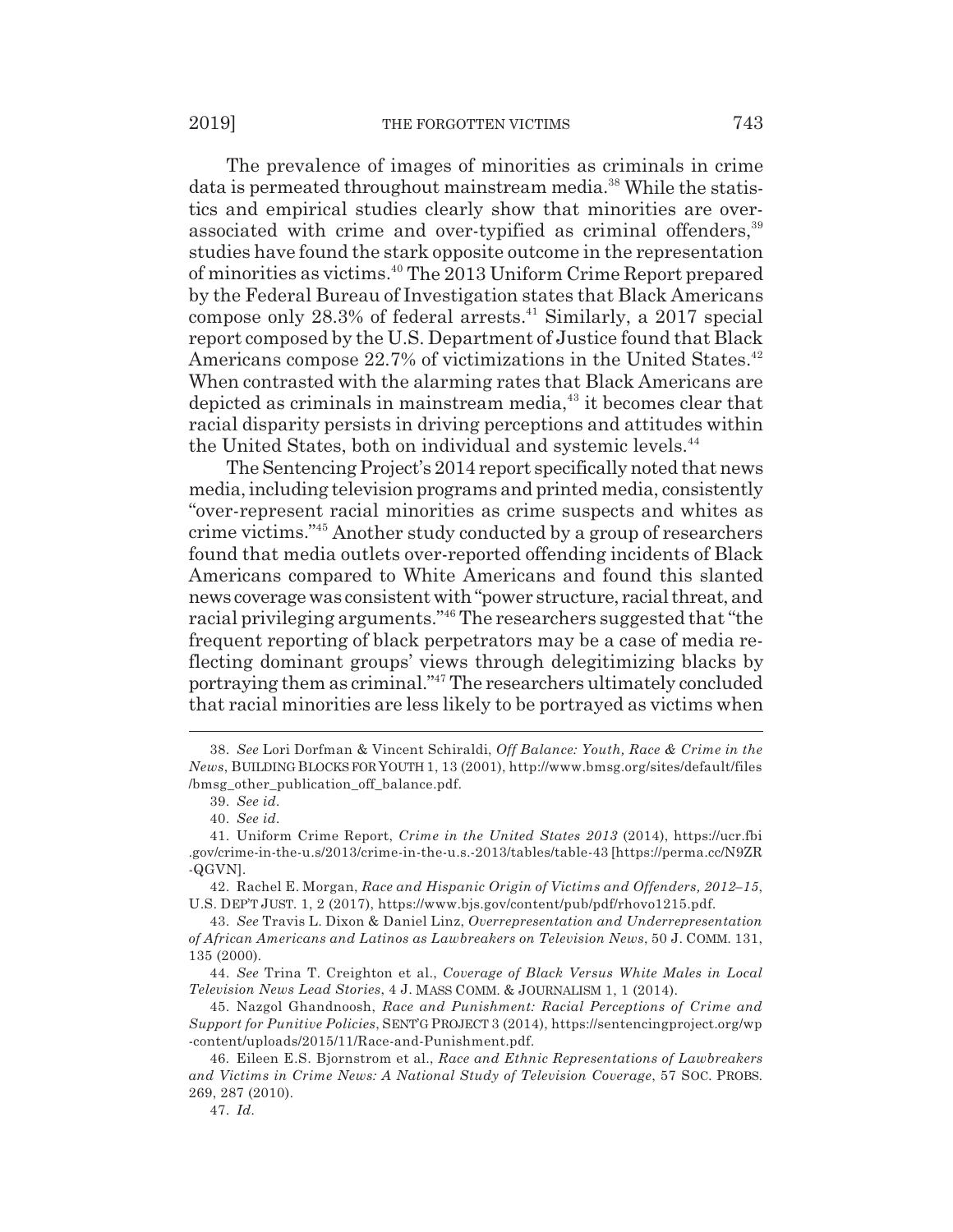The prevalence of images of minorities as criminals in crime data is permeated throughout mainstream media.[38] While the statistics and empirical studies clearly show that minorities are over-associated with crime and over-typified as criminal offenders,[39] studies have found the stark opposite outcome in the representation of minorities as victims.[40] The 2013 Uniform Crime Report prepared by the Federal Bureau of Investigation states that Black Americans compose only 28.3% of federal arrests.[41] Similarly, a 2017 special report composed by the U.S. Department of Justice found that Black Americans compose 22.7% of victimizations in the United States.[42] When contrasted with the alarming rates that Black Americans are depicted as criminals in mainstream media,[43] it becomes clear that racial disparity persists in driving perceptions and attitudes within the United States, both on individual and systemic levels.[44]

The Sentencing Project's 2014 report specifically noted that news media, including television programs and printed media, consistently "over-represent racial minorities as crime suspects and whites as crime victims."[45] Another study conducted by a group of researchers found that media outlets over-reported offending incidents of Black Americans compared to White Americans and found this slanted news coverage was consistent with "power structure, racial threat, and racial privileging arguments."[46] The researchers suggested that "the frequent reporting of black perpetrators may be a case of media reflecting dominant groups' views through delegitimizing blacks by portraying them as criminal."[47] The researchers ultimately concluded that racial minorities are less likely to be portrayed as victims when

---

38. *See* Lori Dorfman & Vincent Schiraldi, *Off Balance: Youth, Race & Crime in the News*, BUILDING BLOCKS FOR YOUTH 1, 13 (2001), http://www.bmsg.org/sites/default/files/bmsg_other_publication_off_balance.pdf.

39. *See id.*

40. *See id.*

41. Uniform Crime Report, *Crime in the United States 2013* (2014), https://ucr.fbi.gov/crime-in-the-u.s/2013/crime-in-the-u.s.-2013/tables/table-43 [https://perma.cc/N9ZR-QGVN].

42. Rachel E. Morgan, *Race and Hispanic Origin of Victims and Offenders, 2012–15*, U.S. DEP'T JUST. 1, 2 (2017), https://www.bjs.gov/content/pub/pdf/rhovo1215.pdf.

43. *See* Travis L. Dixon & Daniel Linz, *Overrepresentation and Underrepresentation of African Americans and Latinos as Lawbreakers on Television News*, 50 J. COMM. 131, 135 (2000).

44. *See* Trina T. Creighton et al., *Coverage of Black Versus White Males in Local Television News Lead Stories*, 4 J. MASS COMM. & JOURNALISM 1, 1 (2014).

45. Nazgol Ghandnoosh, *Race and Punishment: Racial Perceptions of Crime and Support for Punitive Policies*, SENT'G PROJECT 3 (2014), https://sentencingproject.org/wp-content/uploads/2015/11/Race-and-Punishment.pdf.

46. Eileen E.S. Bjornstrom et al., *Race and Ethnic Representations of Lawbreakers and Victims in Crime News: A National Study of Television Coverage*, 57 SOC. PROBS. 269, 287 (2010).

47. *Id.*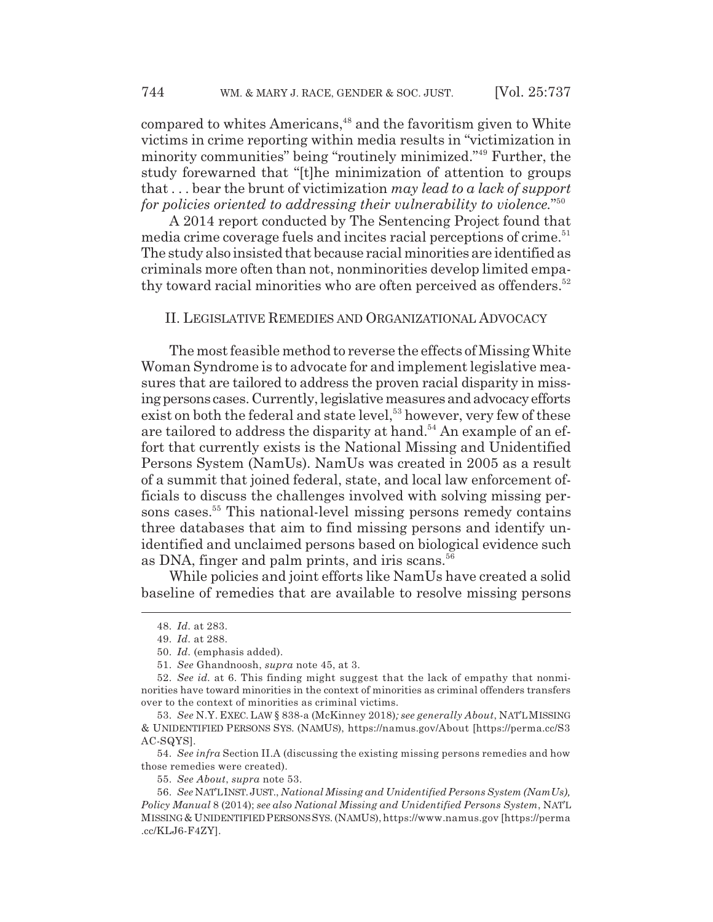compared to whites Americans,[48] and the favoritism given to White victims in crime reporting within media results in "victimization in minority communities" being "routinely minimized."[49] Further, the study forewarned that "[t]he minimization of attention to groups that . . . bear the brunt of victimization *may lead to a lack of support for policies oriented to addressing their vulnerability to violence*."[50]

A 2014 report conducted by The Sentencing Project found that media crime coverage fuels and incites racial perceptions of crime.[51] The study also insisted that because racial minorities are identified as criminals more often than not, nonminorities develop limited empathy toward racial minorities who are often perceived as offenders.[52]

## II. LEGISLATIVE REMEDIES AND ORGANIZATIONAL ADVOCACY

The most feasible method to reverse the effects of Missing White Woman Syndrome is to advocate for and implement legislative measures that are tailored to address the proven racial disparity in missing persons cases. Currently, legislative measures and advocacy efforts exist on both the federal and state level,[53] however, very few of these are tailored to address the disparity at hand.[54] An example of an effort that currently exists is the National Missing and Unidentified Persons System (NamUs). NamUs was created in 2005 as a result of a summit that joined federal, state, and local law enforcement officials to discuss the challenges involved with solving missing persons cases.[55] This national-level missing persons remedy contains three databases that aim to find missing persons and identify unidentified and unclaimed persons based on biological evidence such as DNA, finger and palm prints, and iris scans.[56]

While policies and joint efforts like NamUs have created a solid baseline of remedies that are available to resolve missing persons

---

48. *Id.* at 283.

49. *Id.* at 288.

50. *Id.* (emphasis added).

51. *See* Ghandnoosh, *supra* note 45, at 3.

52. *See id.* at 6. This finding might suggest that the lack of empathy that nonminorities have toward minorities in the context of minorities as criminal offenders transfers over to the context of minorities as criminal victims.

53. *See* N.Y. EXEC. LAW § 838-a (McKinney 2018)*; see generally About*, NAT'L MISSING & UNIDENTIFIED PERSONS SYS. (NAMUS), https://namus.gov/About [https://perma.cc/S3AC-SQYS].

54. *See infra* Section II.A (discussing the existing missing persons remedies and how those remedies were created).

55. *See About*, *supra* note 53.

56. *See* NAT'L INST. JUST., *National Missing and Unidentified Persons System (NamUs), Policy Manual* 8 (2014); *see also National Missing and Unidentified Persons System*, NAT'L MISSING & UNIDENTIFIED PERSONS SYS. (NAMUS), https://www.namus.gov [https://perma.cc/KLJ6-F4ZY].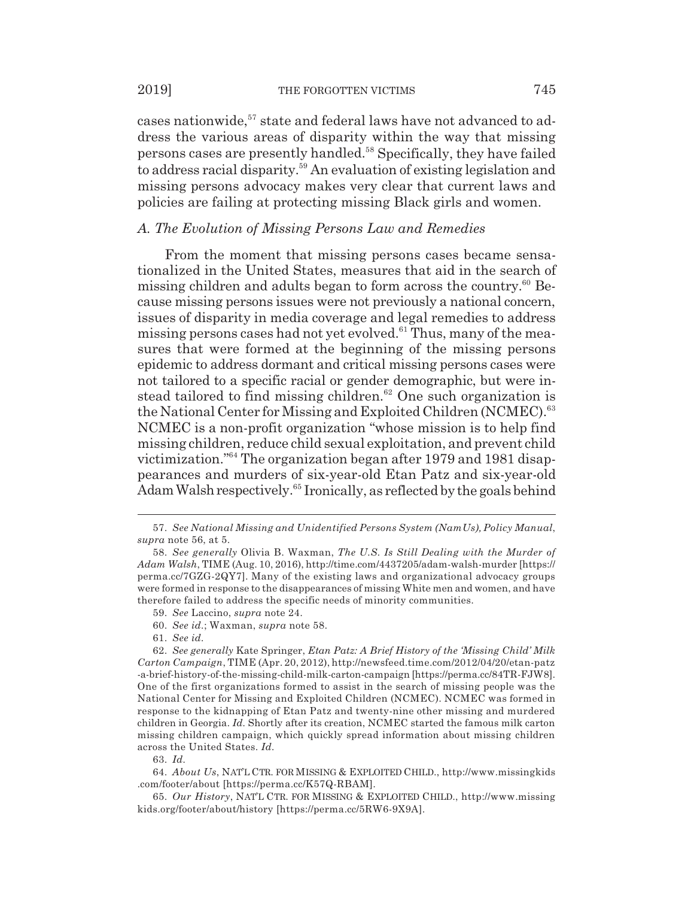cases nationwide,[57] state and federal laws have not advanced to address the various areas of disparity within the way that missing persons cases are presently handled.[58] Specifically, they have failed to address racial disparity.[59] An evaluation of existing legislation and missing persons advocacy makes very clear that current laws and policies are failing at protecting missing Black girls and women.

### *A. The Evolution of Missing Persons Law and Remedies*

From the moment that missing persons cases became sensationalized in the United States, measures that aid in the search of missing children and adults began to form across the country.[60] Because missing persons issues were not previously a national concern, issues of disparity in media coverage and legal remedies to address missing persons cases had not yet evolved.[61] Thus, many of the measures that were formed at the beginning of the missing persons epidemic to address dormant and critical missing persons cases were not tailored to a specific racial or gender demographic, but were instead tailored to find missing children.[62] One such organization is the National Center for Missing and Exploited Children (NCMEC).[63] NCMEC is a non-profit organization "whose mission is to help find missing children, reduce child sexual exploitation, and prevent child victimization."[64] The organization began after 1979 and 1981 disappearances and murders of six-year-old Etan Patz and six-year-old Adam Walsh respectively.[65] Ironically, as reflected by the goals behind

---

57. *See National Missing and Unidentified Persons System (NamUs), Policy Manual*, *supra* note 56, at 5.

58. *See generally* Olivia B. Waxman, *The U.S. Is Still Dealing with the Murder of Adam Walsh*, TIME (Aug. 10, 2016), http://time.com/4437205/adam-walsh-murder [https://perma.cc/7GZG-2QY7]. Many of the existing laws and organizational advocacy groups were formed in response to the disappearances of missing White men and women, and have therefore failed to address the specific needs of minority communities.

59. *See* Laccino, *supra* note 24.

60. *See id.*; Waxman, *supra* note 58.

61. *See id.*

62. *See generally* Kate Springer, *Etan Patz: A Brief History of the 'Missing Child' Milk Carton Campaign*, TIME (Apr. 20, 2012), http://newsfeed.time.com/2012/04/20/etan-patz-a-brief-history-of-the-missing-child-milk-carton-campaign [https://perma.cc/84TR-FJW8]. One of the first organizations formed to assist in the search of missing people was the National Center for Missing and Exploited Children (NCMEC). NCMEC was formed in response to the kidnapping of Etan Patz and twenty-nine other missing and murdered children in Georgia. *Id.* Shortly after its creation, NCMEC started the famous milk carton missing children campaign, which quickly spread information about missing children across the United States. *Id.*

63. *Id.*

64. *About Us*, NAT'L CTR. FOR MISSING & EXPLOITED CHILD., http://www.missingkids.com/footer/about [https://perma.cc/K57Q-RBAM].

65. *Our History*, NAT'L CTR. FOR MISSING & EXPLOITED CHILD., http://www.missingkids.org/footer/about/history [https://perma.cc/5RW6-9X9A].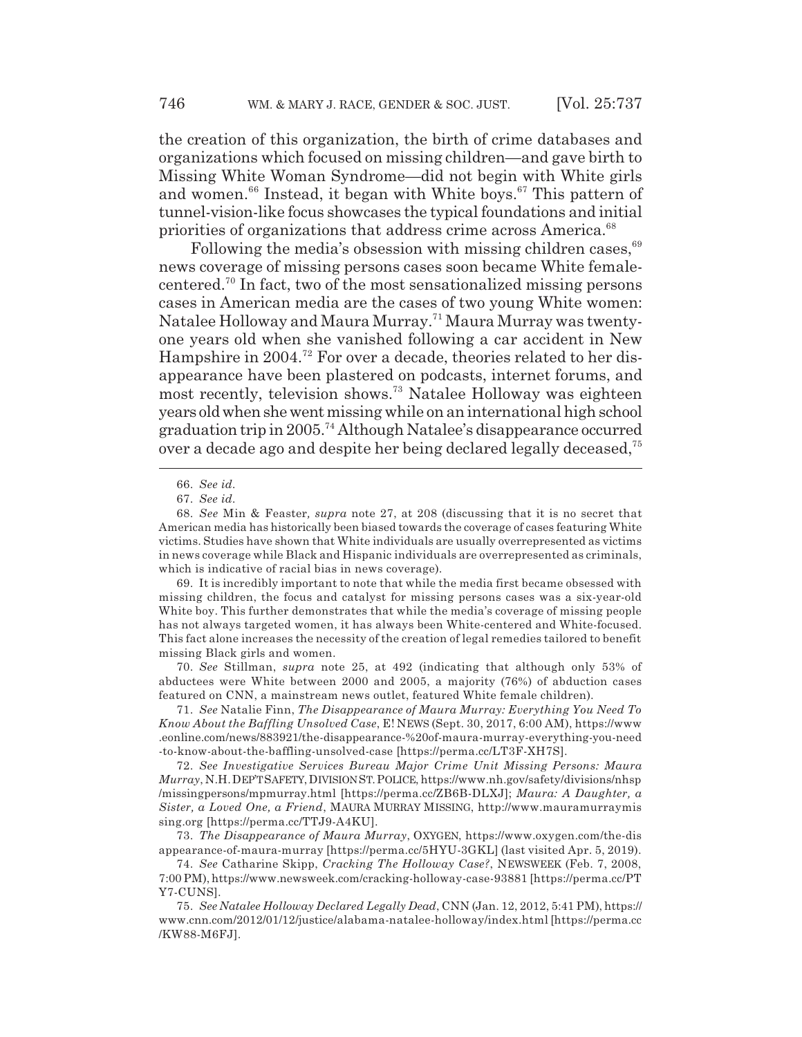the creation of this organization, the birth of crime databases and organizations which focused on missing children—and gave birth to Missing White Woman Syndrome—did not begin with White girls and women.[66] Instead, it began with White boys.[67] This pattern of tunnel-vision-like focus showcases the typical foundations and initial priorities of organizations that address crime across America.[68]

Following the media's obsession with missing children cases,[69] news coverage of missing persons cases soon became White female-centered.[70] In fact, two of the most sensationalized missing persons cases in American media are the cases of two young White women: Natalee Holloway and Maura Murray.[71] Maura Murray was twenty-one years old when she vanished following a car accident in New Hampshire in 2004.[72] For over a decade, theories related to her disappearance have been plastered on podcasts, internet forums, and most recently, television shows.[73] Natalee Holloway was eighteen years old when she went missing while on an international high school graduation trip in 2005.[74] Although Natalee's disappearance occurred over a decade ago and despite her being declared legally deceased,[75]

---

66. *See id.*

67. *See id.*

68. *See* Min & Feaster, *supra* note 27, at 208 (discussing that it is no secret that American media has historically been biased towards the coverage of cases featuring White victims. Studies have shown that White individuals are usually overrepresented as victims in news coverage while Black and Hispanic individuals are overrepresented as criminals, which is indicative of racial bias in news coverage).

69. It is incredibly important to note that while the media first became obsessed with missing children, the focus and catalyst for missing persons cases was a six-year-old White boy. This further demonstrates that while the media's coverage of missing people has not always targeted women, it has always been White-centered and White-focused. This fact alone increases the necessity of the creation of legal remedies tailored to benefit missing Black girls and women.

70. *See* Stillman, *supra* note 25, at 492 (indicating that although only 53% of abductees were White between 2000 and 2005, a majority (76%) of abduction cases featured on CNN, a mainstream news outlet, featured White female children).

71. *See* Natalie Finn, *The Disappearance of Maura Murray: Everything You Need To Know About the Baffling Unsolved Case*, E! NEWS (Sept. 30, 2017, 6:00 AM), https://www.eonline.com/news/883921/the-disappearance-%20of-maura-murray-everything-you-need-to-know-about-the-baffling-unsolved-case [https://perma.cc/LT3F-XH7S].

72. *See Investigative Services Bureau Major Crime Unit Missing Persons: Maura Murray*, N.H. DEP'T SAFETY, DIVISION ST. POLICE, https://www.nh.gov/safety/divisions/nhsp/missingpersons/mpmurray.html [https://perma.cc/ZB6B-DLXJ]; *Maura: A Daughter, a Sister, a Loved One, a Friend*, MAURA MURRAY MISSING, http://www.mauramurraymissing.org [https://perma.cc/TTJ9-A4KU].

73. *The Disappearance of Maura Murray*, OXYGEN, https://www.oxygen.com/the-disappearance-of-maura-murray [https://perma.cc/5HYU-3GKL] (last visited Apr. 5, 2019).

74. *See* Catharine Skipp, *Cracking The Holloway Case?*, NEWSWEEK (Feb. 7, 2008, 7:00 PM), https://www.newsweek.com/cracking-holloway-case-93881 [https://perma.cc/PTY7-CUNS].

75. *See Natalee Holloway Declared Legally Dead*, CNN (Jan. 12, 2012, 5:41 PM), https://www.cnn.com/2012/01/12/justice/alabama-natalee-holloway/index.html [https://perma.cc/KW88-M6FJ].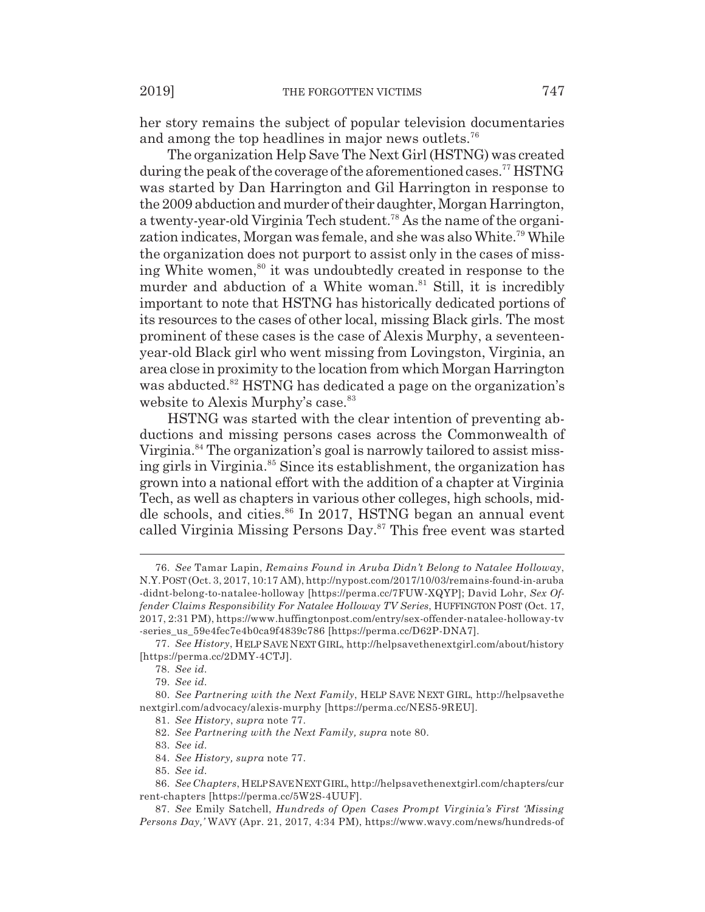her story remains the subject of popular television documentaries and among the top headlines in major news outlets.[76]

The organization Help Save The Next Girl (HSTNG) was created during the peak of the coverage of the aforementioned cases.[77] HSTNG was started by Dan Harrington and Gil Harrington in response to the 2009 abduction and murder of their daughter, Morgan Harrington, a twenty-year-old Virginia Tech student.[78] As the name of the organization indicates, Morgan was female, and she was also White.[79] While the organization does not purport to assist only in the cases of missing White women,[80] it was undoubtedly created in response to the murder and abduction of a White woman.[81] Still, it is incredibly important to note that HSTNG has historically dedicated portions of its resources to the cases of other local, missing Black girls. The most prominent of these cases is the case of Alexis Murphy, a seventeen-year-old Black girl who went missing from Lovingston, Virginia, an area close in proximity to the location from which Morgan Harrington was abducted.[82] HSTNG has dedicated a page on the organization's website to Alexis Murphy's case.[83]

HSTNG was started with the clear intention of preventing abductions and missing persons cases across the Commonwealth of Virginia.[84] The organization's goal is narrowly tailored to assist missing girls in Virginia.[85] Since its establishment, the organization has grown into a national effort with the addition of a chapter at Virginia Tech, as well as chapters in various other colleges, high schools, middle schools, and cities.[86] In 2017, HSTNG began an annual event called Virginia Missing Persons Day.[87] This free event was started

---

76. *See* Tamar Lapin, *Remains Found in Aruba Didn't Belong to Natalee Holloway*, N.Y. POST (Oct. 3, 2017, 10:17 AM), http://nypost.com/2017/10/03/remains-found-in-aruba-didnt-belong-to-natalee-holloway [https://perma.cc/7FUW-XQYP]; David Lohr, *Sex Offender Claims Responsibility For Natalee Holloway TV Series*, HUFFINGTON POST (Oct. 17, 2017, 2:31 PM), https://www.huffingtonpost.com/entry/sex-offender-natalee-holloway-tv-series_us_59e4fec7e4b0ca9f4839c786 [https://perma.cc/D62P-DNA7].

77. *See History*, HELP SAVE NEXT GIRL, http://helpsavethenextgirl.com/about/history [https://perma.cc/2DMY-4CTJ].

78. *See id.*

79. *See id.*

80. *See Partnering with the Next Family*, HELP SAVE NEXT GIRL, http://helpsavethenextgirl.com/advocacy/alexis-murphy [https://perma.cc/NES5-9REU].

81. *See History*, *supra* note 77.

82. *See Partnering with the Next Family, supra* note 80.

83. *See id.*

84. *See History, supra* note 77.

85. *See id.*

86. *See Chapters*, HELP SAVE NEXT GIRL, http://helpsavethenextgirl.com/chapters/current-chapters [https://perma.cc/5W2S-4UUF].

87. *See* Emily Satchell, *Hundreds of Open Cases Prompt Virginia's First 'Missing Persons Day,'* WAVY (Apr. 21, 2017, 4:34 PM), https://www.wavy.com/news/hundreds-of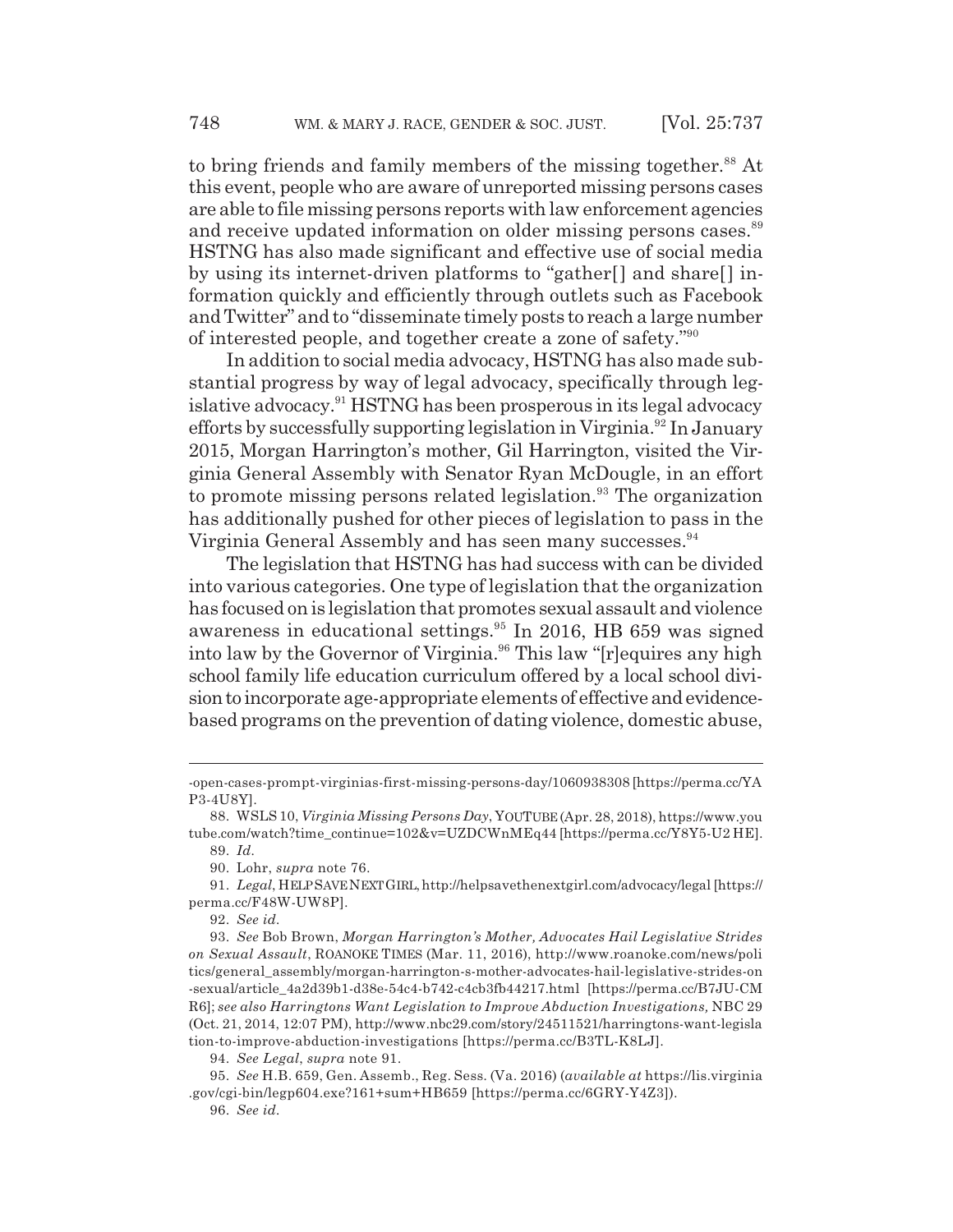to bring friends and family members of the missing together.[88] At this event, people who are aware of unreported missing persons cases are able to file missing persons reports with law enforcement agencies and receive updated information on older missing persons cases.[89] HSTNG has also made significant and effective use of social media by using its internet-driven platforms to "gather[] and share[] information quickly and efficiently through outlets such as Facebook and Twitter" and to "disseminate timely posts to reach a large number of interested people, and together create a zone of safety."[90]

In addition to social media advocacy, HSTNG has also made substantial progress by way of legal advocacy, specifically through legislative advocacy.[91] HSTNG has been prosperous in its legal advocacy efforts by successfully supporting legislation in Virginia.[92] In January 2015, Morgan Harrington's mother, Gil Harrington, visited the Virginia General Assembly with Senator Ryan McDougle, in an effort to promote missing persons related legislation.[93] The organization has additionally pushed for other pieces of legislation to pass in the Virginia General Assembly and has seen many successes.[94]

The legislation that HSTNG has had success with can be divided into various categories. One type of legislation that the organization has focused on is legislation that promotes sexual assault and violence awareness in educational settings.[95] In 2016, HB 659 was signed into law by the Governor of Virginia.[96] This law "[r]equires any high school family life education curriculum offered by a local school division to incorporate age-appropriate elements of effective and evidence-based programs on the prevention of dating violence, domestic abuse,

---

-open-cases-prompt-virginias-first-missing-persons-day/1060938308 [https://perma.cc/YAP3-4U8Y].

88. WSLS 10, *Virginia Missing Persons Day*, YOUTUBE (Apr. 28, 2018), https://www.youtube.com/watch?time_continue=102&v=UZDCWnMEq44 [https://perma.cc/Y8Y5-U2HE].

89. *Id.*

90. Lohr, *supra* note 76.

91. *Legal*, HELP SAVE NEXT GIRL, http://helpsavethenextgirl.com/advocacy/legal [https://perma.cc/F48W-UW8P].

92. *See id.*

93. *See* Bob Brown, *Morgan Harrington's Mother, Advocates Hail Legislative Strides on Sexual Assault*, ROANOKE TIMES (Mar. 11, 2016), http://www.roanoke.com/news/politics/general_assembly/morgan-harrington-s-mother-advocates-hail-legislative-strides-on-sexual/article_4a2d39b1-d38e-54c4-b742-c4cb3fb44217.html [https://perma.cc/B7JU-CMR6]; *see also Harringtons Want Legislation to Improve Abduction Investigations,* NBC 29 (Oct. 21, 2014, 12:07 PM), http://www.nbc29.com/story/24511521/harringtons-want-legislation-to-improve-abduction-investigations [https://perma.cc/B3TL-K8LJ].

94. *See Legal*, *supra* note 91.

95. *See* H.B. 659, Gen. Assemb., Reg. Sess. (Va. 2016) (*available at* https://lis.virginia.gov/cgi-bin/legp604.exe?161+sum+HB659 [https://perma.cc/6GRY-Y4Z3]).

96. *See id.*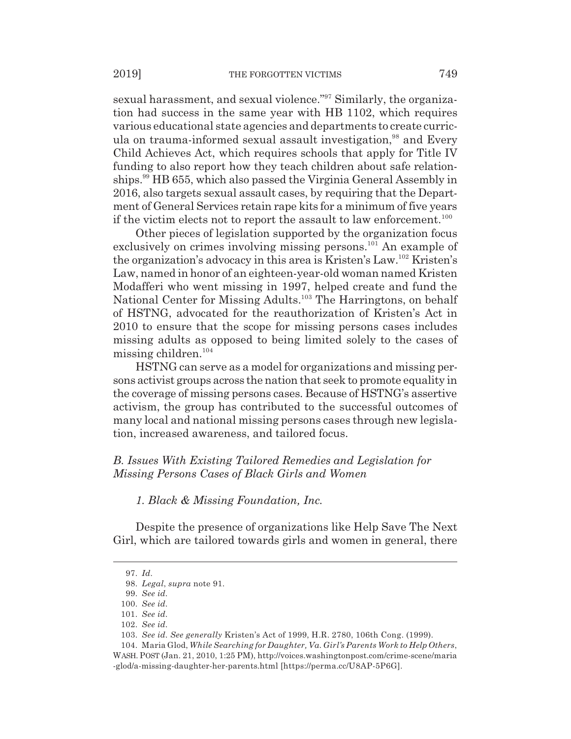sexual harassment, and sexual violence."[97] Similarly, the organization had success in the same year with HB 1102, which requires various educational state agencies and departments to create curricula on trauma-informed sexual assault investigation,[98] and Every Child Achieves Act, which requires schools that apply for Title IV funding to also report how they teach children about safe relationships.[99] HB 655, which also passed the Virginia General Assembly in 2016, also targets sexual assault cases, by requiring that the Department of General Services retain rape kits for a minimum of five years if the victim elects not to report the assault to law enforcement.[100]

Other pieces of legislation supported by the organization focus exclusively on crimes involving missing persons.[101] An example of the organization's advocacy in this area is Kristen's Law.[102] Kristen's Law, named in honor of an eighteen-year-old woman named Kristen Modafferi who went missing in 1997, helped create and fund the National Center for Missing Adults.[103] The Harringtons, on behalf of HSTNG, advocated for the reauthorization of Kristen's Act in 2010 to ensure that the scope for missing persons cases includes missing adults as opposed to being limited solely to the cases of missing children.[104]

HSTNG can serve as a model for organizations and missing persons activist groups across the nation that seek to promote equality in the coverage of missing persons cases. Because of HSTNG's assertive activism, the group has contributed to the successful outcomes of many local and national missing persons cases through new legislation, increased awareness, and tailored focus.

### *B. Issues With Existing Tailored Remedies and Legislation for Missing Persons Cases of Black Girls and Women*

#### *1. Black & Missing Foundation, Inc.*

Despite the presence of organizations like Help Save The Next Girl, which are tailored towards girls and women in general, there

---

97. *Id.*

98. *Legal*, *supra* note 91.

99. *See id.*

100. *See id.*

101. *See id.*

102. *See id.*

103. *See id. See generally* Kristen's Act of 1999, H.R. 2780, 106th Cong. (1999).

104. Maria Glod, *While Searching for Daughter, Va. Girl's Parents Work to Help Others*, WASH. POST (Jan. 21, 2010, 1:25 PM), http://voices.washingtonpost.com/crime-scene/maria-glod/a-missing-daughter-her-parents.html [https://perma.cc/U8AP-5P6G].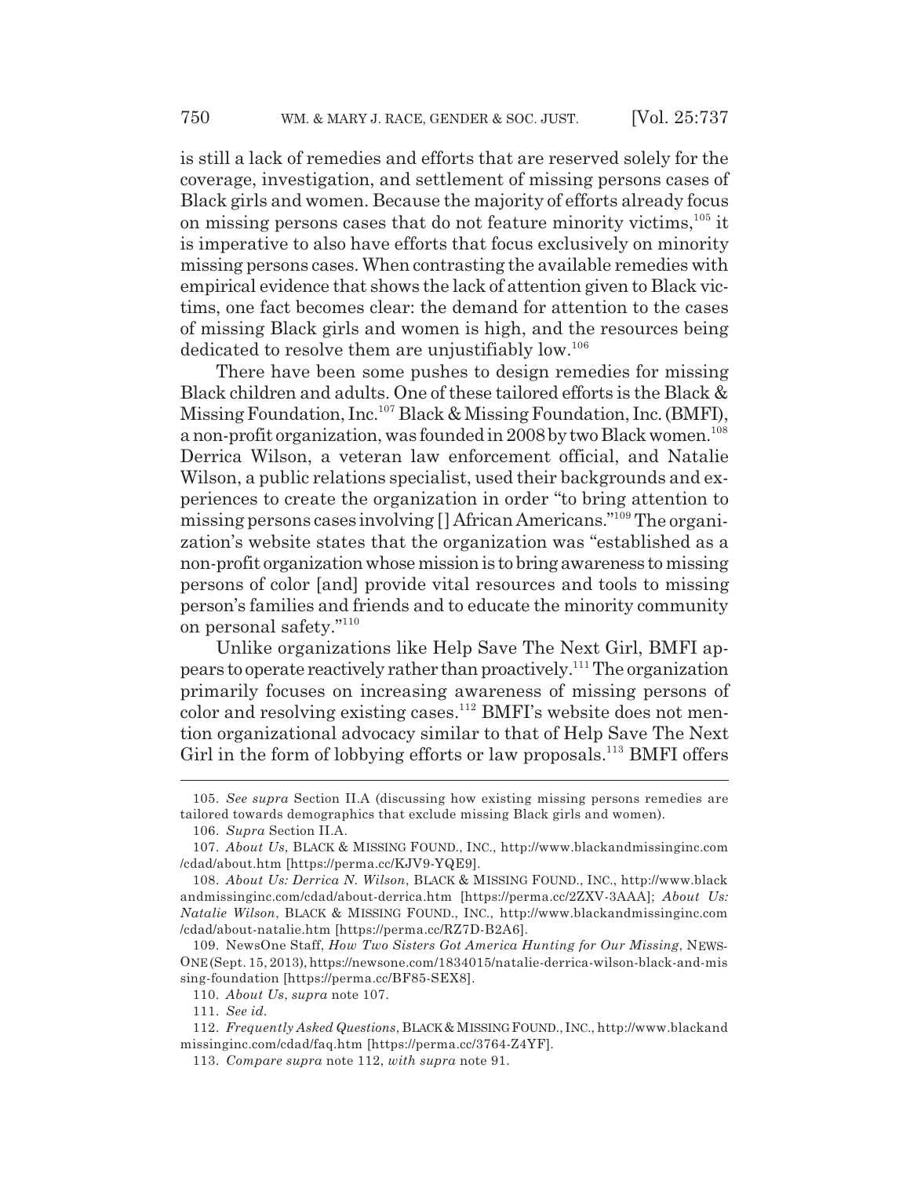is still a lack of remedies and efforts that are reserved solely for the coverage, investigation, and settlement of missing persons cases of Black girls and women. Because the majority of efforts already focus on missing persons cases that do not feature minority victims,[105] it is imperative to also have efforts that focus exclusively on minority missing persons cases. When contrasting the available remedies with empirical evidence that shows the lack of attention given to Black victims, one fact becomes clear: the demand for attention to the cases of missing Black girls and women is high, and the resources being dedicated to resolve them are unjustifiably low.[106]

There have been some pushes to design remedies for missing Black children and adults. One of these tailored efforts is the Black & Missing Foundation, Inc.[107] Black & Missing Foundation, Inc. (BMFI), a non-profit organization, was founded in 2008 by two Black women.[108] Derrica Wilson, a veteran law enforcement official, and Natalie Wilson, a public relations specialist, used their backgrounds and experiences to create the organization in order "to bring attention to missing persons cases involving [] African Americans."[109] The organization's website states that the organization was "established as a non-profit organization whose mission is to bring awareness to missing persons of color [and] provide vital resources and tools to missing person's families and friends and to educate the minority community on personal safety."[110]

Unlike organizations like Help Save The Next Girl, BMFI appears to operate reactively rather than proactively.[111] The organization primarily focuses on increasing awareness of missing persons of color and resolving existing cases.[112] BMFI's website does not mention organizational advocacy similar to that of Help Save The Next Girl in the form of lobbying efforts or law proposals.[113] BMFI offers

105. *See supra* Section II.A (discussing how existing missing persons remedies are tailored towards demographics that exclude missing Black girls and women).

106. *Supra* Section II.A.

107. *About Us*, BLACK & MISSING FOUND., INC., http://www.blackandmissinginc.com/cdad/about.htm [https://perma.cc/KJV9-YQE9].

108. *About Us: Derrica N. Wilson*, BLACK & MISSING FOUND., INC., http://www.blackandmissinginc.com/cdad/about-derrica.htm [https://perma.cc/2ZXV-3AAA]; *About Us: Natalie Wilson*, BLACK & MISSING FOUND., INC., http://www.blackandmissinginc.com/cdad/about-natalie.htm [https://perma.cc/RZ7D-B2A6].

109. NewsOne Staff, *How Two Sisters Got America Hunting for Our Missing*, NEWSONE (Sept. 15, 2013), https://newsone.com/1834015/natalie-derrica-wilson-black-and-missing-foundation [https://perma.cc/BF85-SEX8].

110. *About Us*, *supra* note 107.

111. *See id.*

112. *Frequently Asked Questions*, BLACK & MISSING FOUND., INC., http://www.blackandmissinginc.com/cdad/faq.htm [https://perma.cc/3764-Z4YF].

113. *Compare supra* note 112, *with supra* note 91.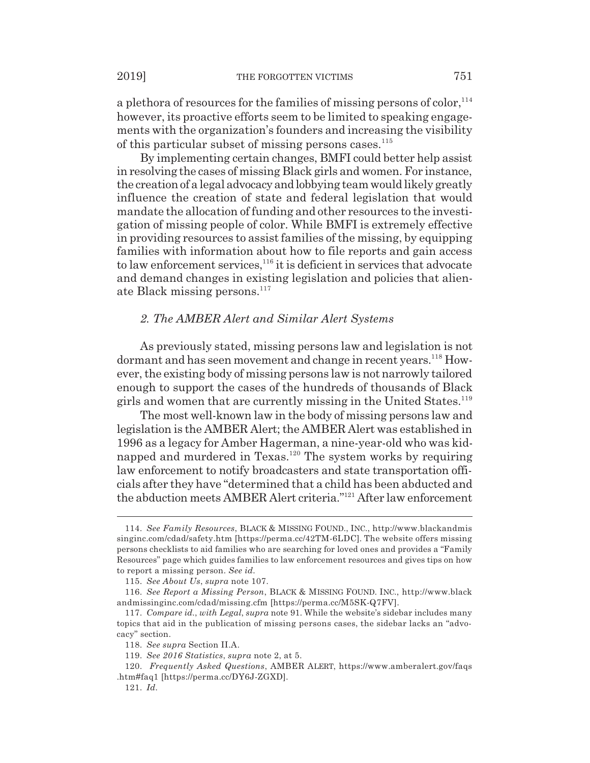a plethora of resources for the families of missing persons of color,[114] however, its proactive efforts seem to be limited to speaking engagements with the organization's founders and increasing the visibility of this particular subset of missing persons cases.[115]

By implementing certain changes, BMFI could better help assist in resolving the cases of missing Black girls and women. For instance, the creation of a legal advocacy and lobbying team would likely greatly influence the creation of state and federal legislation that would mandate the allocation of funding and other resources to the investigation of missing people of color. While BMFI is extremely effective in providing resources to assist families of the missing, by equipping families with information about how to file reports and gain access to law enforcement services,[116] it is deficient in services that advocate and demand changes in existing legislation and policies that alienate Black missing persons.[117]

### *2. The AMBER Alert and Similar Alert Systems*

As previously stated, missing persons law and legislation is not dormant and has seen movement and change in recent years.[118] However, the existing body of missing persons law is not narrowly tailored enough to support the cases of the hundreds of thousands of Black girls and women that are currently missing in the United States.[119]

The most well-known law in the body of missing persons law and legislation is the AMBER Alert; the AMBER Alert was established in 1996 as a legacy for Amber Hagerman, a nine-year-old who was kidnapped and murdered in Texas.[120] The system works by requiring law enforcement to notify broadcasters and state transportation officials after they have "determined that a child has been abducted and the abduction meets AMBER Alert criteria."[121] After law enforcement

---

114. *See Family Resources*, BLACK & MISSING FOUND., INC., http://www.blackandmissinginc.com/cdad/safety.htm [https://perma.cc/42TM-6LDC]. The website offers missing persons checklists to aid families who are searching for loved ones and provides a "Family Resources" page which guides families to law enforcement resources and gives tips on how to report a missing person. *See id.*

115. *See About Us*, *supra* note 107.

116. *See Report a Missing Person*, BLACK & MISSING FOUND. INC., http://www.blackandmissinginc.com/cdad/missing.cfm [https://perma.cc/M5SK-Q7FV].

117. *Compare id.*, *with Legal*, *supra* note 91. While the website's sidebar includes many topics that aid in the publication of missing persons cases, the sidebar lacks an "advocacy" section.

118. *See supra* Section II.A.

119. *See 2016 Statistics*, *supra* note 2, at 5.

120. *Frequently Asked Questions*, AMBER ALERT, https://www.amberalert.gov/faqs.htm#faq1 [https://perma.cc/DY6J-ZGXD].

121. *Id.*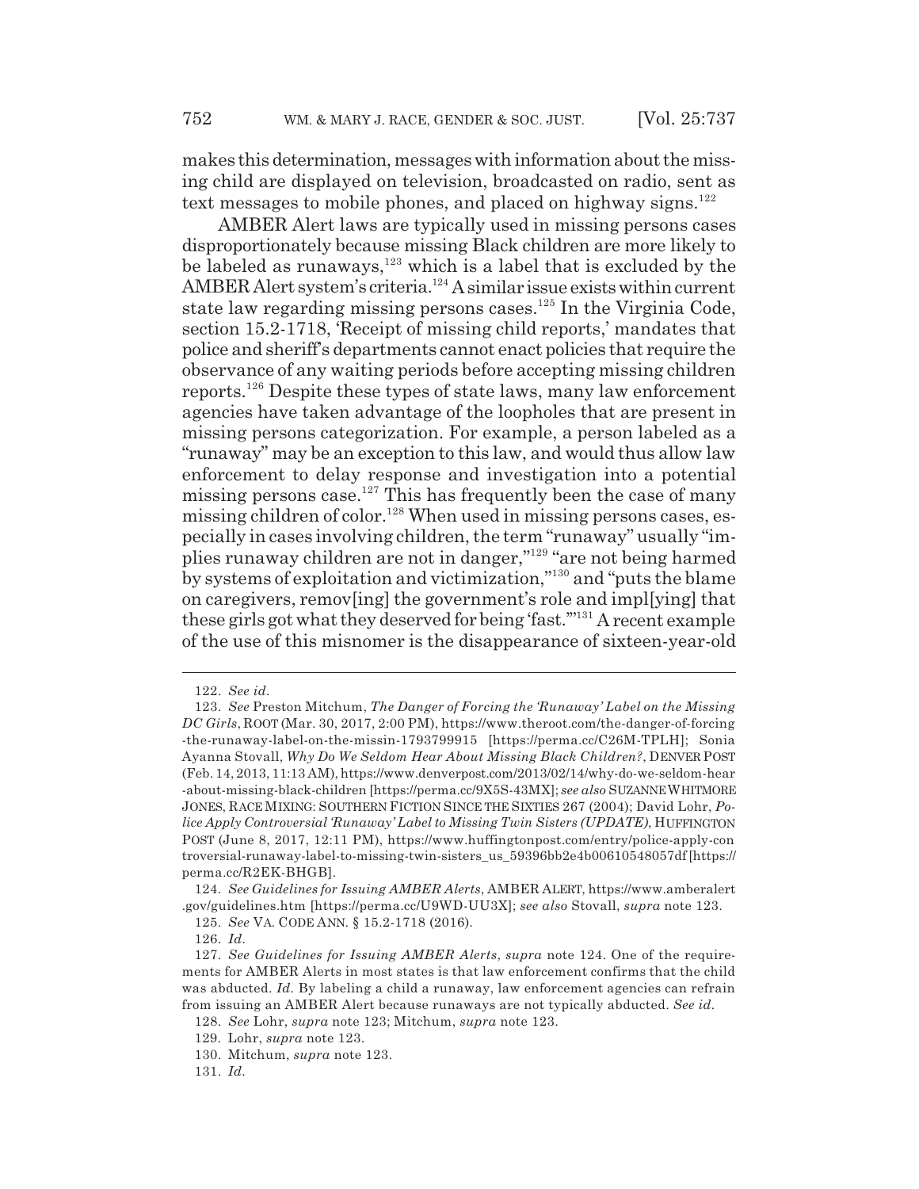makes this determination, messages with information about the missing child are displayed on television, broadcasted on radio, sent as text messages to mobile phones, and placed on highway signs.[122]

AMBER Alert laws are typically used in missing persons cases disproportionately because missing Black children are more likely to be labeled as runaways,[123] which is a label that is excluded by the AMBER Alert system's criteria.[124] A similar issue exists within current state law regarding missing persons cases.[125] In the Virginia Code, section 15.2-1718, 'Receipt of missing child reports,' mandates that police and sheriff's departments cannot enact policies that require the observance of any waiting periods before accepting missing children reports.[126] Despite these types of state laws, many law enforcement agencies have taken advantage of the loopholes that are present in missing persons categorization. For example, a person labeled as a "runaway" may be an exception to this law, and would thus allow law enforcement to delay response and investigation into a potential missing persons case.[127] This has frequently been the case of many missing children of color.[128] When used in missing persons cases, especially in cases involving children, the term "runaway" usually "implies runaway children are not in danger,"[129] "are not being harmed by systems of exploitation and victimization,"[130] and "puts the blame on caregivers, remov[ing] the government's role and impl[ying] that these girls got what they deserved for being 'fast.'"[131] A recent example of the use of this misnomer is the disappearance of sixteen-year-old

---

122. *See id.*

123. *See* Preston Mitchum, *The Danger of Forcing the 'Runaway' Label on the Missing DC Girls*, ROOT (Mar. 30, 2017, 2:00 PM), https://www.theroot.com/the-danger-of-forcing-the-runaway-label-on-the-missin-1793799915 [https://perma.cc/C26M-TPLH]; Sonia Ayanna Stovall, *Why Do We Seldom Hear About Missing Black Children?*, DENVER POST (Feb. 14, 2013, 11:13 AM), https://www.denverpost.com/2013/02/14/why-do-we-seldom-hear-about-missing-black-children [https://perma.cc/9X5S-43MX]; *see also* SUZANNE WHITMORE JONES, RACE MIXING: SOUTHERN FICTION SINCE THE SIXTIES 267 (2004); David Lohr, *Police Apply Controversial 'Runaway' Label to Missing Twin Sisters (UPDATE)*, HUFFINGTON POST (June 8, 2017, 12:11 PM), https://www.huffingtonpost.com/entry/police-apply-controversial-runaway-label-to-missing-twin-sisters_us_59396bb2e4b00610548057df [https://perma.cc/R2EK-BHGB].

124. *See Guidelines for Issuing AMBER Alerts*, AMBER ALERT, https://www.amberalert.gov/guidelines.htm [https://perma.cc/U9WD-UU3X]; *see also* Stovall, *supra* note 123.

125. *See* VA. CODE ANN. § 15.2-1718 (2016).

126. *Id.*

127. *See Guidelines for Issuing AMBER Alerts*, *supra* note 124. One of the requirements for AMBER Alerts in most states is that law enforcement confirms that the child was abducted. *Id.* By labeling a child a runaway, law enforcement agencies can refrain from issuing an AMBER Alert because runaways are not typically abducted. *See id.*

128. *See* Lohr, *supra* note 123; Mitchum, *supra* note 123.

129. Lohr, *supra* note 123.

130. Mitchum, *supra* note 123.

131. *Id.*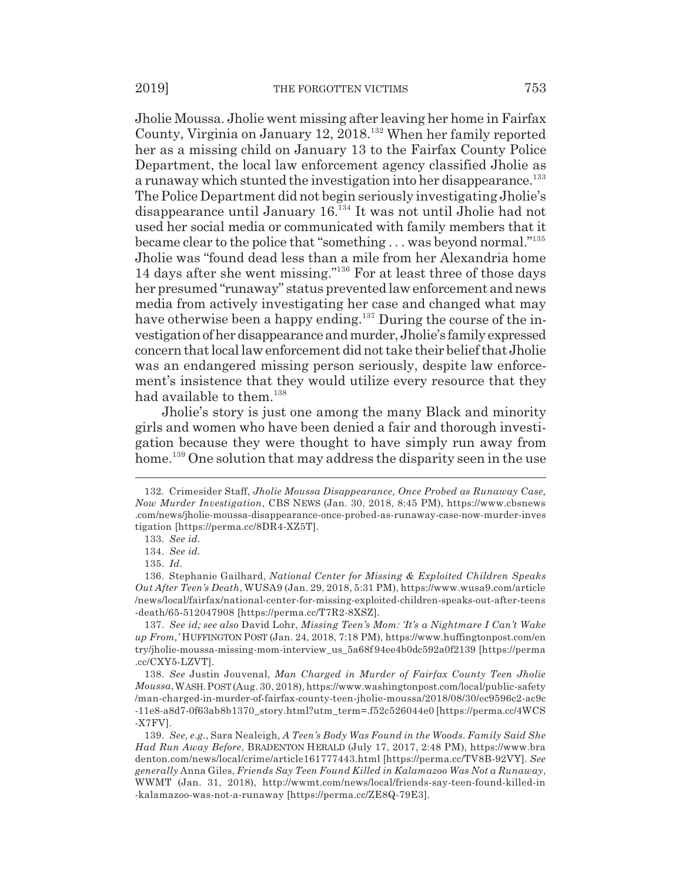Jholie Moussa. Jholie went missing after leaving her home in Fairfax County, Virginia on January 12, 2018.[132] When her family reported her as a missing child on January 13 to the Fairfax County Police Department, the local law enforcement agency classified Jholie as a runaway which stunted the investigation into her disappearance.[133] The Police Department did not begin seriously investigating Jholie's disappearance until January 16.[134] It was not until Jholie had not used her social media or communicated with family members that it became clear to the police that "something . . . was beyond normal."[135] Jholie was "found dead less than a mile from her Alexandria home 14 days after she went missing."[136] For at least three of those days her presumed "runaway" status prevented law enforcement and news media from actively investigating her case and changed what may have otherwise been a happy ending.[137] During the course of the investigation of her disappearance and murder, Jholie's family expressed concern that local law enforcement did not take their belief that Jholie was an endangered missing person seriously, despite law enforcement's insistence that they would utilize every resource that they had available to them.[138]

Jholie's story is just one among the many Black and minority girls and women who have been denied a fair and thorough investigation because they were thought to have simply run away from home.[139] One solution that may address the disparity seen in the use

---

132. Crimesider Staff, *Jholie Moussa Disappearance, Once Probed as Runaway Case, Now Murder Investigation*, CBS NEWS (Jan. 30, 2018, 8:45 PM), https://www.cbsnews.com/news/jholie-moussa-disappearance-once-probed-as-runaway-case-now-murder-investigation [https://perma.cc/8DR4-XZ5T].

133. *See id.*

134. *See id.*

135. *Id.*

136. Stephanie Gailhard, *National Center for Missing & Exploited Children Speaks Out After Teen's Death*, WUSA9 (Jan. 29, 2018, 5:31 PM), https://www.wusa9.com/article/news/local/fairfax/national-center-for-missing-exploited-children-speaks-out-after-teens-death/65-512047908 [https://perma.cc/T7R2-8XSZ].

137. *See id; see also* David Lohr, *Missing Teen's Mom: 'It's a Nightmare I Can't Wake up From,'* HUFFINGTON POST (Jan. 24, 2018, 7:18 PM), https://www.huffingtonpost.com/entry/jholie-moussa-missing-mom-interview_us_5a68f94ee4b0dc592a0f2139 [https://perma.cc/CXY5-LZVT].

138. *See* Justin Jouvenal, *Man Charged in Murder of Fairfax County Teen Jholie Moussa*, WASH. POST (Aug. 30, 2018), https://www.washingtonpost.com/local/public-safety/man-charged-in-murder-of-fairfax-county-teen-jholie-moussa/2018/08/30/ec9596c2-ac9c-11e8-a8d7-0f63ab8b1370_story.html?utm_term=.f52c526044e0 [https://perma.cc/4WCS-X7FV].

139. *See, e.g.*, Sara Nealeigh*, A Teen's Body Was Found in the Woods. Family Said She Had Run Away Before*, BRADENTON HERALD (July 17, 2017, 2:48 PM), https://www.bradenton.com/news/local/crime/article161777443.html [https://perma.cc/TV8B-92VY]. *See generally* Anna Giles, *Friends Say Teen Found Killed in Kalamazoo Was Not a Runaway*, WWMT (Jan. 31, 2018), http://wwmt.com/news/local/friends-say-teen-found-killed-in-kalamazoo-was-not-a-runaway [https://perma.cc/ZE8Q-79E3].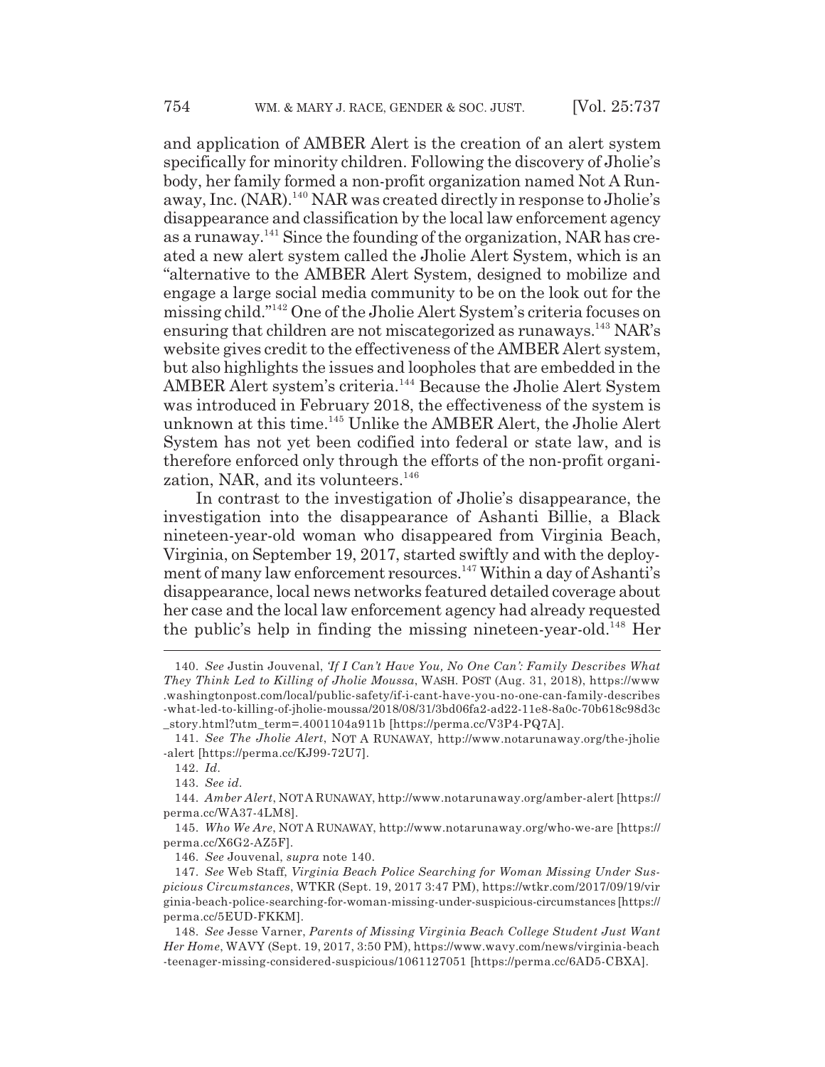and application of AMBER Alert is the creation of an alert system specifically for minority children. Following the discovery of Jholie's body, her family formed a non-profit organization named Not A Runaway, Inc. (NAR).[140] NAR was created directly in response to Jholie's disappearance and classification by the local law enforcement agency as a runaway.[141] Since the founding of the organization, NAR has created a new alert system called the Jholie Alert System, which is an "alternative to the AMBER Alert System, designed to mobilize and engage a large social media community to be on the look out for the missing child."[142] One of the Jholie Alert System's criteria focuses on ensuring that children are not miscategorized as runaways.[143] NAR's website gives credit to the effectiveness of the AMBER Alert system, but also highlights the issues and loopholes that are embedded in the AMBER Alert system's criteria.[144] Because the Jholie Alert System was introduced in February 2018, the effectiveness of the system is unknown at this time.[145] Unlike the AMBER Alert, the Jholie Alert System has not yet been codified into federal or state law, and is therefore enforced only through the efforts of the non-profit organization, NAR, and its volunteers.[146]

In contrast to the investigation of Jholie's disappearance, the investigation into the disappearance of Ashanti Billie, a Black nineteen-year-old woman who disappeared from Virginia Beach, Virginia, on September 19, 2017, started swiftly and with the deployment of many law enforcement resources.[147] Within a day of Ashanti's disappearance, local news networks featured detailed coverage about her case and the local law enforcement agency had already requested the public's help in finding the missing nineteen-year-old.[148] Her

---

140. *See* Justin Jouvenal, *'If I Can't Have You, No One Can': Family Describes What They Think Led to Killing of Jholie Moussa*, WASH. POST (Aug. 31, 2018), https://www.washingtonpost.com/local/public-safety/if-i-cant-have-you-no-one-can-family-describes-what-led-to-killing-of-jholie-moussa/2018/08/31/3bd06fa2-ad22-11e8-8a0c-70b618c98d3c_story.html?utm_term=.4001104a911b [https://perma.cc/V3P4-PQ7A].

141. *See The Jholie Alert*, NOT A RUNAWAY, http://www.notarunaway.org/the-jholie-alert [https://perma.cc/KJ99-72U7].

142. *Id.*

143. *See id.*

144. *Amber Alert*, NOT A RUNAWAY, http://www.notarunaway.org/amber-alert [https://perma.cc/WA37-4LM8].

145. *Who We Are*, NOT A RUNAWAY, http://www.notarunaway.org/who-we-are [https://perma.cc/X6G2-AZ5F].

146. *See* Jouvenal, *supra* note 140.

147. *See* Web Staff, *Virginia Beach Police Searching for Woman Missing Under Suspicious Circumstances*, WTKR (Sept. 19, 2017 3:47 PM), https://wtkr.com/2017/09/19/virginia-beach-police-searching-for-woman-missing-under-suspicious-circumstances [https://perma.cc/5EUD-FKKM].

148. *See* Jesse Varner, *Parents of Missing Virginia Beach College Student Just Want Her Home*, WAVY (Sept. 19, 2017, 3:50 PM), https://www.wavy.com/news/virginia-beach-teenager-missing-considered-suspicious/1061127051 [https://perma.cc/6AD5-CBXA].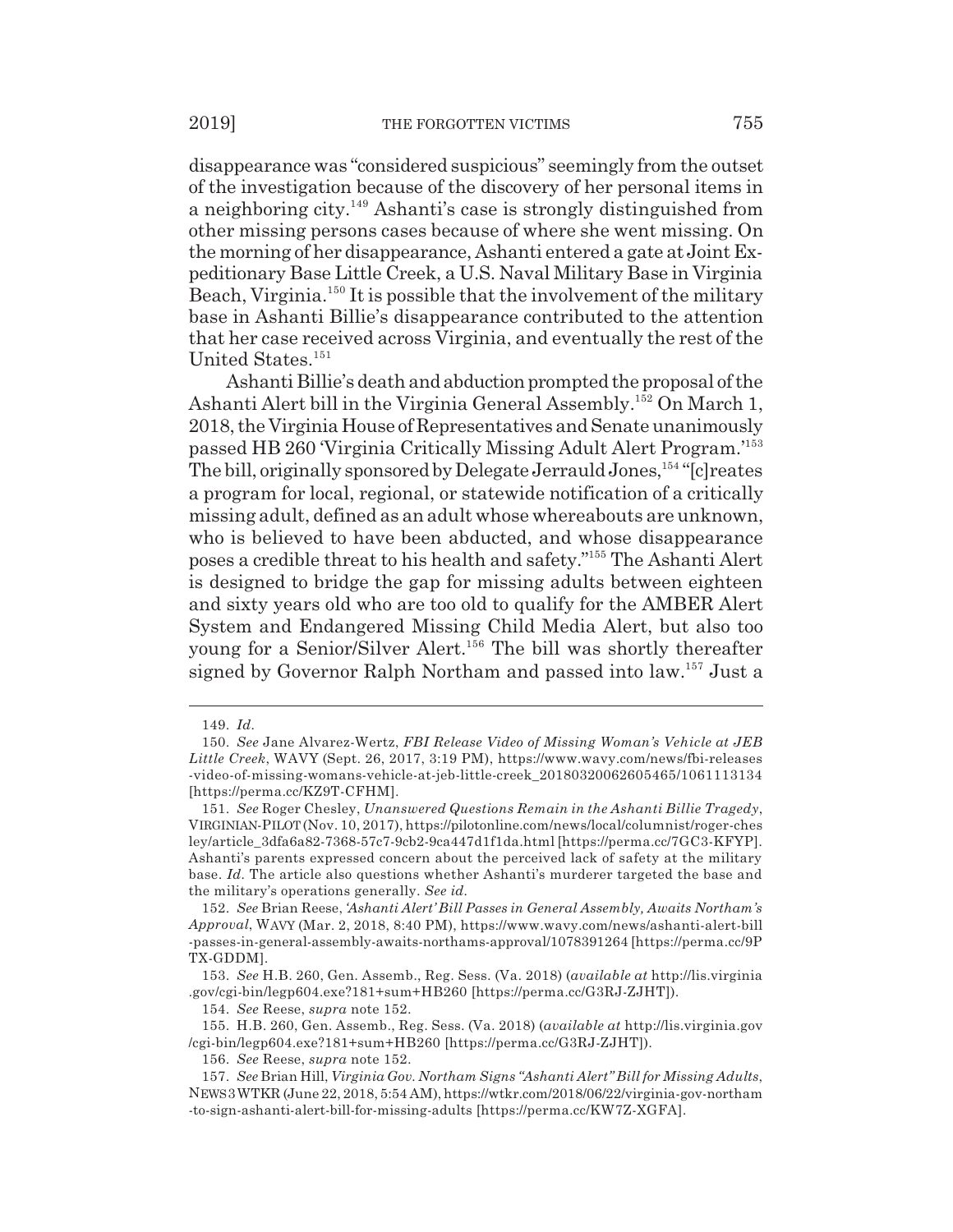disappearance was "considered suspicious" seemingly from the outset of the investigation because of the discovery of her personal items in a neighboring city.[149] Ashanti's case is strongly distinguished from other missing persons cases because of where she went missing. On the morning of her disappearance, Ashanti entered a gate at Joint Expeditionary Base Little Creek, a U.S. Naval Military Base in Virginia Beach, Virginia.[150] It is possible that the involvement of the military base in Ashanti Billie's disappearance contributed to the attention that her case received across Virginia, and eventually the rest of the United States.[151]

Ashanti Billie's death and abduction prompted the proposal of the Ashanti Alert bill in the Virginia General Assembly.[152] On March 1, 2018, the Virginia House of Representatives and Senate unanimously passed HB 260 'Virginia Critically Missing Adult Alert Program.'[153] The bill, originally sponsored by Delegate Jerrauld Jones,[154] "[c]reates a program for local, regional, or statewide notification of a critically missing adult, defined as an adult whose whereabouts are unknown, who is believed to have been abducted, and whose disappearance poses a credible threat to his health and safety."[155] The Ashanti Alert is designed to bridge the gap for missing adults between eighteen and sixty years old who are too old to qualify for the AMBER Alert System and Endangered Missing Child Media Alert, but also too young for a Senior/Silver Alert.[156] The bill was shortly thereafter signed by Governor Ralph Northam and passed into law.[157] Just a

---

149. *Id.*

150. *See* Jane Alvarez-Wertz, *FBI Release Video of Missing Woman's Vehicle at JEB Little Creek*, WAVY (Sept. 26, 2017, 3:19 PM), https://www.wavy.com/news/fbi-releases-video-of-missing-womans-vehicle-at-jeb-little-creek_20180320062605465/1061113134 [https://perma.cc/KZ9T-CFHM].

151. *See* Roger Chesley, *Unanswered Questions Remain in the Ashanti Billie Tragedy*, VIRGINIAN-PILOT (Nov. 10, 2017), https://pilotonline.com/news/local/columnist/roger-chesley/article_3dfa6a82-7368-57c7-9cb2-9ca447d1f1da.html [https://perma.cc/7GC3-KFYP]. Ashanti's parents expressed concern about the perceived lack of safety at the military base. *Id.* The article also questions whether Ashanti's murderer targeted the base and the military's operations generally. *See id.*

152. *See* Brian Reese, *'Ashanti Alert' Bill Passes in General Assembly, Awaits Northam's Approval*, WAVY (Mar. 2, 2018, 8:40 PM), https://www.wavy.com/news/ashanti-alert-bill-passes-in-general-assembly-awaits-northams-approval/1078391264 [https://perma.cc/9PTX-GDDM].

153. *See* H.B. 260, Gen. Assemb., Reg. Sess. (Va. 2018) (*available at* http://lis.virginia.gov/cgi-bin/legp604.exe?181+sum+HB260 [https://perma.cc/G3RJ-ZJHT]).

154. *See* Reese, *supra* note 152.

155. H.B. 260, Gen. Assemb., Reg. Sess. (Va. 2018) (*available at* http://lis.virginia.gov/cgi-bin/legp604.exe?181+sum+HB260 [https://perma.cc/G3RJ-ZJHT]).

156. *See* Reese, *supra* note 152.

157. *See* Brian Hill, *Virginia Gov. Northam Signs "Ashanti Alert" Bill for Missing Adults*, NEWS3WTKR (June 22, 2018, 5:54 AM), https://wtkr.com/2018/06/22/virginia-gov-northam-to-sign-ashanti-alert-bill-for-missing-adults [https://perma.cc/KW7Z-XGFA].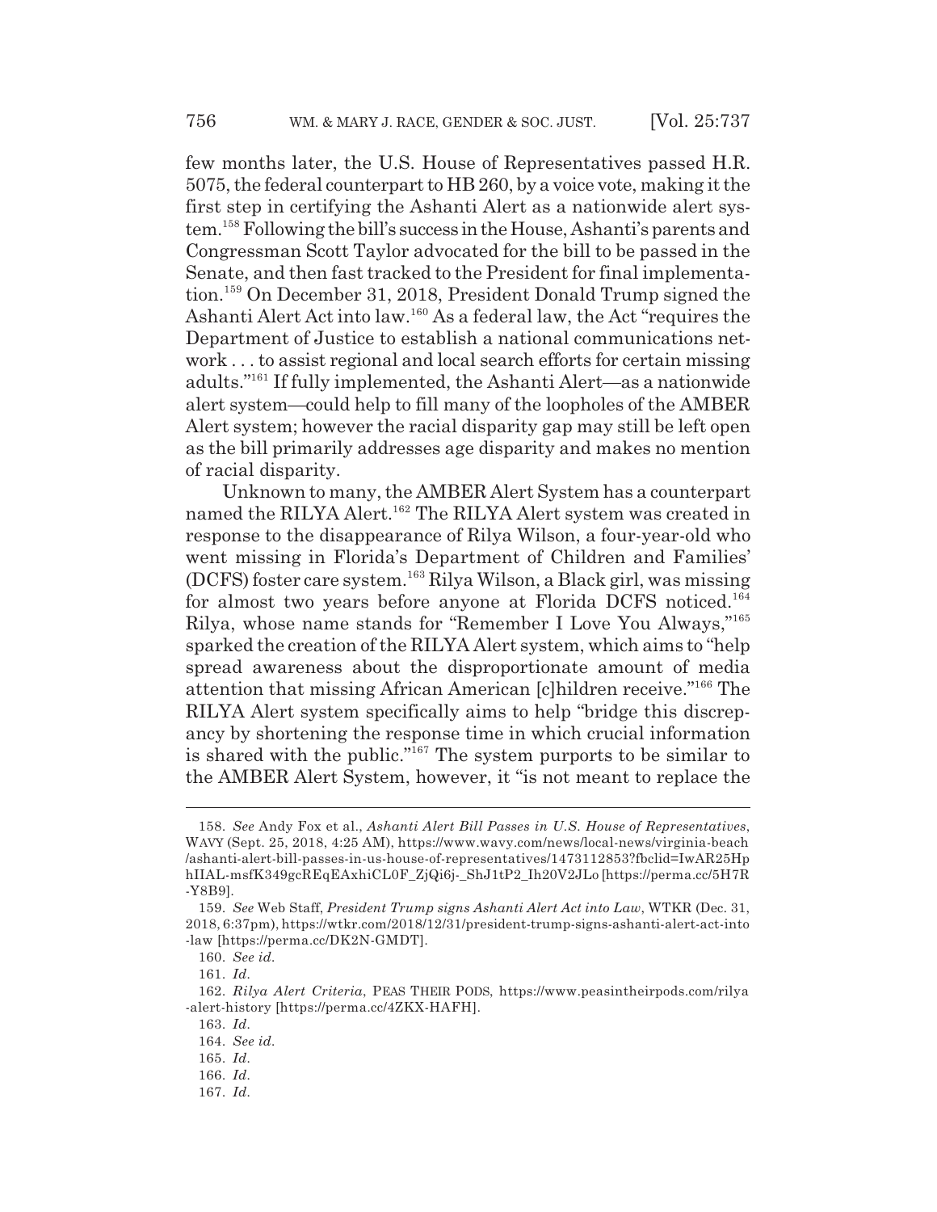few months later, the U.S. House of Representatives passed H.R. 5075, the federal counterpart to HB 260, by a voice vote, making it the first step in certifying the Ashanti Alert as a nationwide alert system.[158] Following the bill's success in the House, Ashanti's parents and Congressman Scott Taylor advocated for the bill to be passed in the Senate, and then fast tracked to the President for final implementation.[159] On December 31, 2018, President Donald Trump signed the Ashanti Alert Act into law.[160] As a federal law, the Act "requires the Department of Justice to establish a national communications network . . . to assist regional and local search efforts for certain missing adults."[161] If fully implemented, the Ashanti Alert—as a nationwide alert system—could help to fill many of the loopholes of the AMBER Alert system; however the racial disparity gap may still be left open as the bill primarily addresses age disparity and makes no mention of racial disparity.

Unknown to many, the AMBER Alert System has a counterpart named the RILYA Alert.[162] The RILYA Alert system was created in response to the disappearance of Rilya Wilson, a four-year-old who went missing in Florida's Department of Children and Families' (DCFS) foster care system.[163] Rilya Wilson, a Black girl, was missing for almost two years before anyone at Florida DCFS noticed.[164] Rilya, whose name stands for "Remember I Love You Always,"[165] sparked the creation of the RILYA Alert system, which aims to "help spread awareness about the disproportionate amount of media attention that missing African American [c]hildren receive."[166] The RILYA Alert system specifically aims to help "bridge this discrepancy by shortening the response time in which crucial information is shared with the public."[167] The system purports to be similar to the AMBER Alert System, however, it "is not meant to replace the

---

158. *See* Andy Fox et al., *Ashanti Alert Bill Passes in U.S. House of Representatives*, WAVY (Sept. 25, 2018, 4:25 AM), https://www.wavy.com/news/local-news/virginia-beach/ashanti-alert-bill-passes-in-us-house-of-representatives/1473112853?fbclid=IwAR25HphIIAL-msfK349gcREqEAxhiCL0F_ZjQi6j-_ShJ1tP2_Ih20V2JLo [https://perma.cc/5H7R-Y8B9].

159. *See* Web Staff, *President Trump signs Ashanti Alert Act into Law*, WTKR (Dec. 31, 2018, 6:37pm), https://wtkr.com/2018/12/31/president-trump-signs-ashanti-alert-act-into-law [https://perma.cc/DK2N-GMDT].

160. *See id.*

161. *Id.*

162. *Rilya Alert Criteria*, PEAS THEIR PODS, https://www.peasintheirpods.com/rilya-alert-history [https://perma.cc/4ZKX-HAFH].

163. *Id.*

164. *See id.*

165. *Id.*

166. *Id.*

167. *Id.*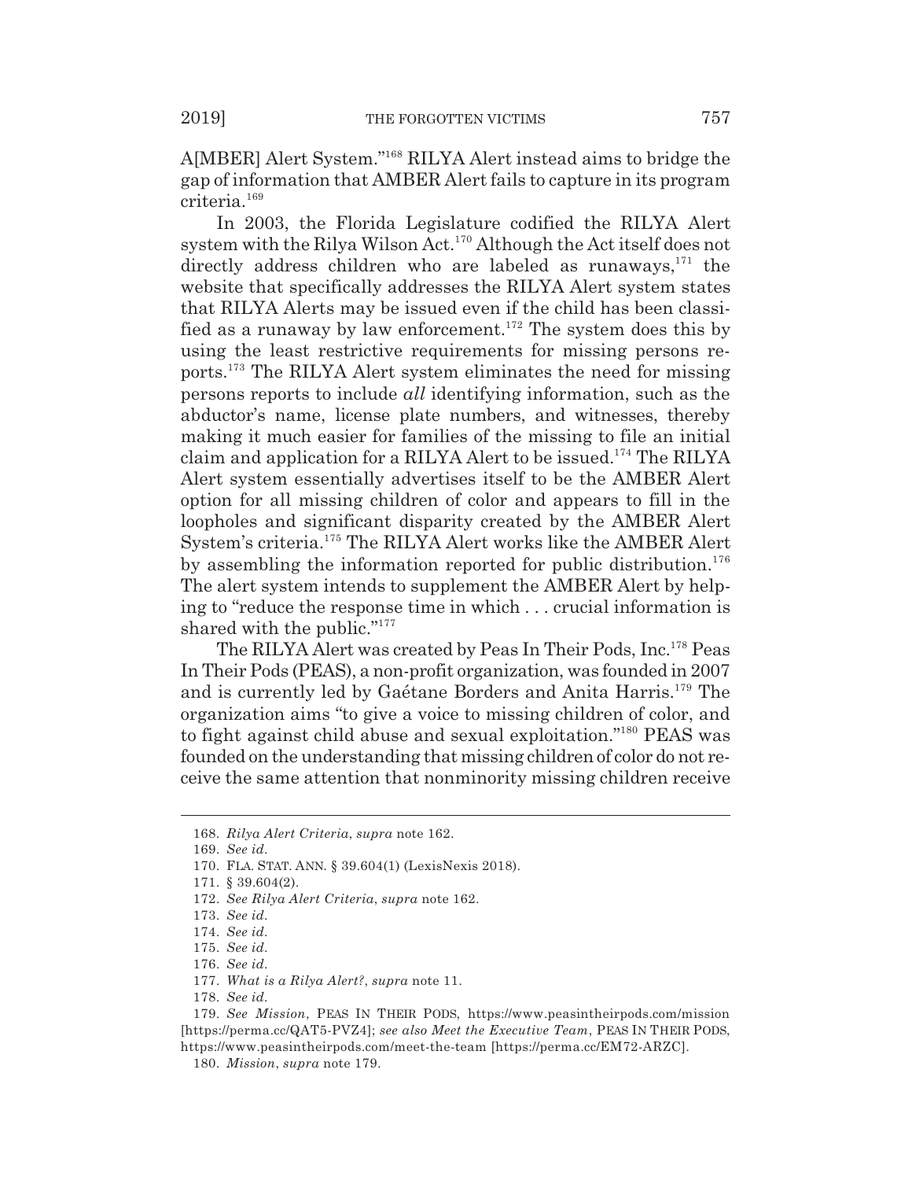A[MBER] Alert System."[168] RILYA Alert instead aims to bridge the gap of information that AMBER Alert fails to capture in its program criteria.[169]

In 2003, the Florida Legislature codified the RILYA Alert system with the Rilya Wilson Act.[170] Although the Act itself does not directly address children who are labeled as runaways,[171] the website that specifically addresses the RILYA Alert system states that RILYA Alerts may be issued even if the child has been classified as a runaway by law enforcement.[172] The system does this by using the least restrictive requirements for missing persons reports.[173] The RILYA Alert system eliminates the need for missing persons reports to include *all* identifying information, such as the abductor's name, license plate numbers, and witnesses, thereby making it much easier for families of the missing to file an initial claim and application for a RILYA Alert to be issued.[174] The RILYA Alert system essentially advertises itself to be the AMBER Alert option for all missing children of color and appears to fill in the loopholes and significant disparity created by the AMBER Alert System's criteria.[175] The RILYA Alert works like the AMBER Alert by assembling the information reported for public distribution.[176] The alert system intends to supplement the AMBER Alert by helping to "reduce the response time in which . . . crucial information is shared with the public."[177]

The RILYA Alert was created by Peas In Their Pods, Inc.[178] Peas In Their Pods (PEAS), a non-profit organization, was founded in 2007 and is currently led by Gaétane Borders and Anita Harris.[179] The organization aims "to give a voice to missing children of color, and to fight against child abuse and sexual exploitation."[180] PEAS was founded on the understanding that missing children of color do not receive the same attention that nonminority missing children receive

---

168. *Rilya Alert Criteria*, *supra* note 162.

169. *See id.*

170. FLA. STAT. ANN. § 39.604(1) (LexisNexis 2018).

171. § 39.604(2).

172. *See Rilya Alert Criteria*, *supra* note 162.

173. *See id.*

174. *See id.*

175. *See id.*

176. *See id.*

177. *What is a Rilya Alert?*, *supra* note 11.

178. *See id.*

179. *See Mission*, PEAS IN THEIR PODS, https://www.peasintheirpods.com/mission [https://perma.cc/QAT5-PVZ4]; *see also Meet the Executive Team*, PEAS IN THEIR PODS, https://www.peasintheirpods.com/meet-the-team [https://perma.cc/EM72-ARZC].

180. *Mission*, *supra* note 179.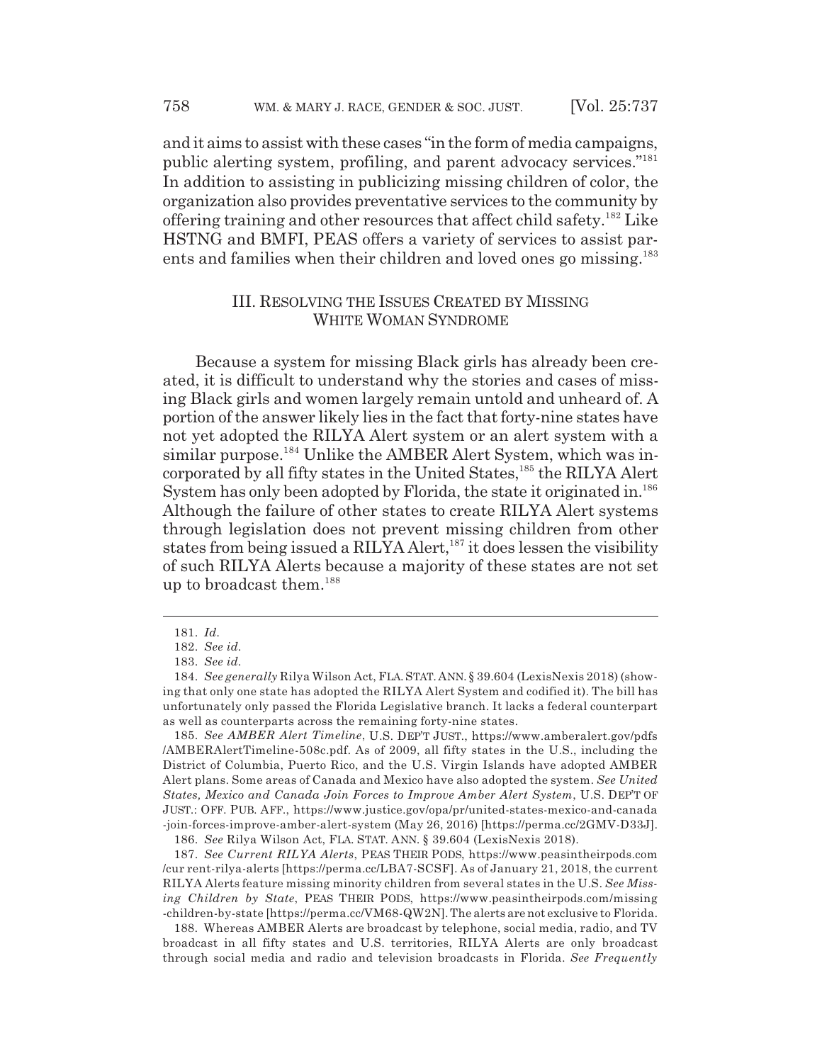and it aims to assist with these cases "in the form of media campaigns, public alerting system, profiling, and parent advocacy services."[181] In addition to assisting in publicizing missing children of color, the organization also provides preventative services to the community by offering training and other resources that affect child safety.[182] Like HSTNG and BMFI, PEAS offers a variety of services to assist parents and families when their children and loved ones go missing.[183]

## III. RESOLVING THE ISSUES CREATED BY MISSING WHITE WOMAN SYNDROME

Because a system for missing Black girls has already been created, it is difficult to understand why the stories and cases of missing Black girls and women largely remain untold and unheard of. A portion of the answer likely lies in the fact that forty-nine states have not yet adopted the RILYA Alert system or an alert system with a similar purpose.[184] Unlike the AMBER Alert System, which was incorporated by all fifty states in the United States,[185] the RILYA Alert System has only been adopted by Florida, the state it originated in.[186] Although the failure of other states to create RILYA Alert systems through legislation does not prevent missing children from other states from being issued a RILYA Alert,[187] it does lessen the visibility of such RILYA Alerts because a majority of these states are not set up to broadcast them.[188]

---

181. *Id.*

182. *See id.*

183. *See id.*

184. *See generally* Rilya Wilson Act, FLA. STAT. ANN. § 39.604 (LexisNexis 2018) (showing that only one state has adopted the RILYA Alert System and codified it). The bill has unfortunately only passed the Florida Legislative branch. It lacks a federal counterpart as well as counterparts across the remaining forty-nine states.

185. *See AMBER Alert Timeline*, U.S. DEP'T JUST., https://www.amberalert.gov/pdfs/AMBERAlertTimeline-508c.pdf. As of 2009, all fifty states in the U.S., including the District of Columbia, Puerto Rico, and the U.S. Virgin Islands have adopted AMBER Alert plans. Some areas of Canada and Mexico have also adopted the system. *See United States, Mexico and Canada Join Forces to Improve Amber Alert System*, U.S. DEP'T OF JUST.: OFF. PUB. AFF., https://www.justice.gov/opa/pr/united-states-mexico-and-canada-join-forces-improve-amber-alert-system (May 26, 2016) [https://perma.cc/2GMV-D33J].

186. *See* Rilya Wilson Act, FLA. STAT. ANN. § 39.604 (LexisNexis 2018).

187. *See Current RILYA Alerts*, PEAS THEIR PODS, https://www.peasintheirpods.com/current-rilya-alerts [https://perma.cc/LBA7-SCSF]. As of January 21, 2018, the current RILYA Alerts feature missing minority children from several states in the U.S. *See Missing Children by State*, PEAS THEIR PODS, https://www.peasintheirpods.com/missing-children-by-state [https://perma.cc/VM68-QW2N]. The alerts are not exclusive to Florida.

188. Whereas AMBER Alerts are broadcast by telephone, social media, radio, and TV broadcast in all fifty states and U.S. territories, RILYA Alerts are only broadcast through social media and radio and television broadcasts in Florida. *See Frequently*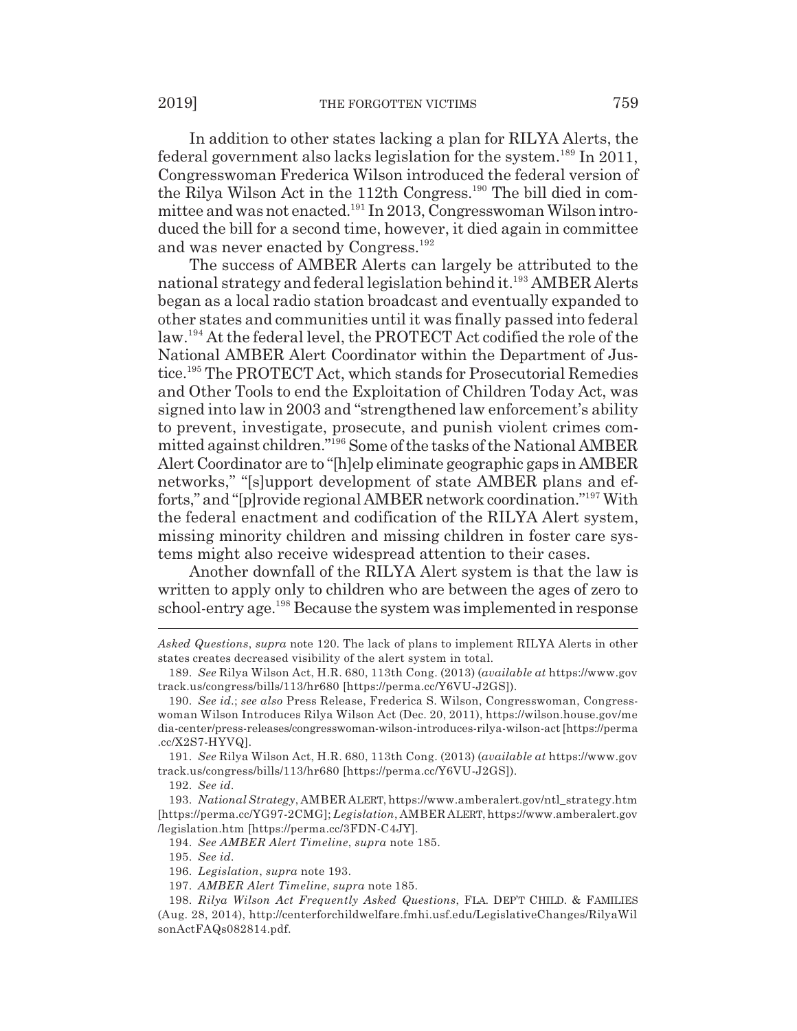In addition to other states lacking a plan for RILYA Alerts, the federal government also lacks legislation for the system.[189] In 2011, Congresswoman Frederica Wilson introduced the federal version of the Rilya Wilson Act in the 112th Congress.[190] The bill died in committee and was not enacted.[191] In 2013, Congresswoman Wilson introduced the bill for a second time, however, it died again in committee and was never enacted by Congress.[192]

The success of AMBER Alerts can largely be attributed to the national strategy and federal legislation behind it.[193] AMBER Alerts began as a local radio station broadcast and eventually expanded to other states and communities until it was finally passed into federal law.[194] At the federal level, the PROTECT Act codified the role of the National AMBER Alert Coordinator within the Department of Justice.[195] The PROTECT Act, which stands for Prosecutorial Remedies and Other Tools to end the Exploitation of Children Today Act, was signed into law in 2003 and "strengthened law enforcement's ability to prevent, investigate, prosecute, and punish violent crimes committed against children."[196] Some of the tasks of the National AMBER Alert Coordinator are to "[h]elp eliminate geographic gaps in AMBER networks," "[s]upport development of state AMBER plans and efforts," and "[p]rovide regional AMBER network coordination."[197] With the federal enactment and codification of the RILYA Alert system, missing minority children and missing children in foster care systems might also receive widespread attention to their cases.

Another downfall of the RILYA Alert system is that the law is written to apply only to children who are between the ages of zero to school-entry age.[198] Because the system was implemented in response

---

*Asked Questions*, *supra* note 120. The lack of plans to implement RILYA Alerts in other states creates decreased visibility of the alert system in total.

189. *See* Rilya Wilson Act, H.R. 680, 113th Cong. (2013) (*available at* https://www.govtrack.us/congress/bills/113/hr680 [https://perma.cc/Y6VU-J2GS]).

190. *See id.*; *see also* Press Release, Frederica S. Wilson, Congresswoman, Congresswoman Wilson Introduces Rilya Wilson Act (Dec. 20, 2011), https://wilson.house.gov/media-center/press-releases/congresswoman-wilson-introduces-rilya-wilson-act [https://perma.cc/X2S7-HYVQ].

191. *See* Rilya Wilson Act, H.R. 680, 113th Cong. (2013) (*available at* https://www.govtrack.us/congress/bills/113/hr680 [https://perma.cc/Y6VU-J2GS]).

192. *See id.*

193. *National Strategy*, AMBER ALERT, https://www.amberalert.gov/ntl_strategy.htm [https://perma.cc/YG97-2CMG]; *Legislation*, AMBER ALERT, https://www.amberalert.gov/legislation.htm [https://perma.cc/3FDN-C4JY].

194. *See AMBER Alert Timeline*, *supra* note 185.

195. *See id.*

196. *Legislation*, *supra* note 193.

197. *AMBER Alert Timeline*, *supra* note 185.

198. *Rilya Wilson Act Frequently Asked Questions*, FLA. DEP'T CHILD. & FAMILIES (Aug. 28, 2014), http://centerforchildwelfare.fmhi.usf.edu/LegislativeChanges/RilyaWilsonActFAQs082814.pdf.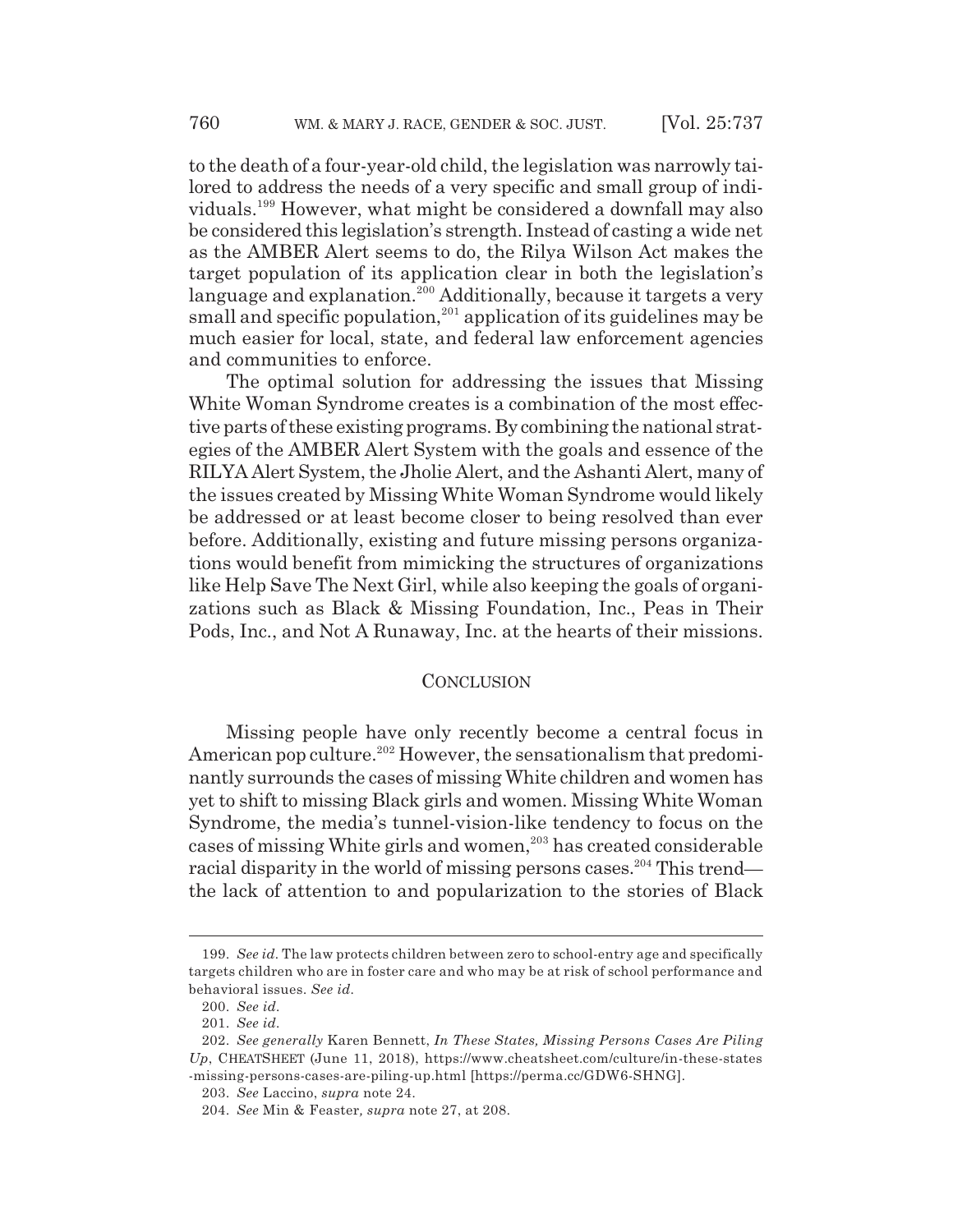to the death of a four-year-old child, the legislation was narrowly tailored to address the needs of a very specific and small group of individuals.[199] However, what might be considered a downfall may also be considered this legislation's strength. Instead of casting a wide net as the AMBER Alert seems to do, the Rilya Wilson Act makes the target population of its application clear in both the legislation's language and explanation.[200] Additionally, because it targets a very small and specific population,[201] application of its guidelines may be much easier for local, state, and federal law enforcement agencies and communities to enforce.

The optimal solution for addressing the issues that Missing White Woman Syndrome creates is a combination of the most effective parts of these existing programs. By combining the national strategies of the AMBER Alert System with the goals and essence of the RILYA Alert System, the Jholie Alert, and the Ashanti Alert, many of the issues created by Missing White Woman Syndrome would likely be addressed or at least become closer to being resolved than ever before. Additionally, existing and future missing persons organizations would benefit from mimicking the structures of organizations like Help Save The Next Girl, while also keeping the goals of organizations such as Black & Missing Foundation, Inc., Peas in Their Pods, Inc., and Not A Runaway, Inc. at the hearts of their missions.

## CONCLUSION

Missing people have only recently become a central focus in American pop culture.[202] However, the sensationalism that predominantly surrounds the cases of missing White children and women has yet to shift to missing Black girls and women. Missing White Woman Syndrome, the media's tunnel-vision-like tendency to focus on the cases of missing White girls and women,[203] has created considerable racial disparity in the world of missing persons cases.[204] This trend—the lack of attention to and popularization to the stories of Black

---

199. *See id.* The law protects children between zero to school-entry age and specifically targets children who are in foster care and who may be at risk of school performance and behavioral issues. *See id.*

200. *See id.*

201. *See id.*

202. *See generally* Karen Bennett, *In These States, Missing Persons Cases Are Piling Up*, CHEATSHEET (June 11, 2018), https://www.cheatsheet.com/culture/in-these-states-missing-persons-cases-are-piling-up.html [https://perma.cc/GDW6-SHNG].

203. *See* Laccino, *supra* note 24.

204. *See* Min & Feaster*, supra* note 27, at 208.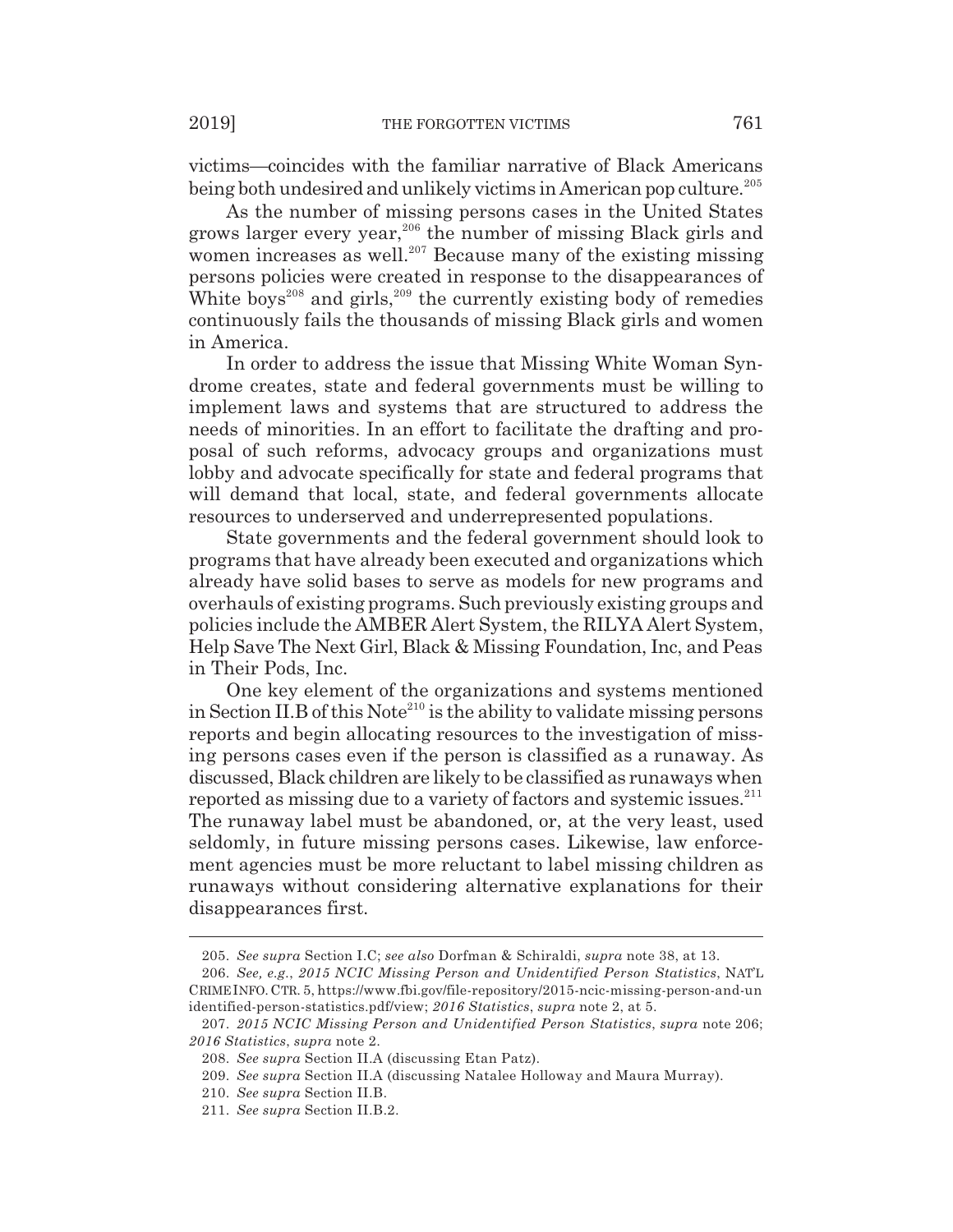victims—coincides with the familiar narrative of Black Americans being both undesired and unlikely victims in American pop culture.[205]

As the number of missing persons cases in the United States grows larger every year,[206] the number of missing Black girls and women increases as well.[207] Because many of the existing missing persons policies were created in response to the disappearances of White boys[208] and girls,[209] the currently existing body of remedies continuously fails the thousands of missing Black girls and women in America.

In order to address the issue that Missing White Woman Syndrome creates, state and federal governments must be willing to implement laws and systems that are structured to address the needs of minorities. In an effort to facilitate the drafting and proposal of such reforms, advocacy groups and organizations must lobby and advocate specifically for state and federal programs that will demand that local, state, and federal governments allocate resources to underserved and underrepresented populations.

State governments and the federal government should look to programs that have already been executed and organizations which already have solid bases to serve as models for new programs and overhauls of existing programs. Such previously existing groups and policies include the AMBER Alert System, the RILYA Alert System, Help Save The Next Girl, Black & Missing Foundation, Inc, and Peas in Their Pods, Inc.

One key element of the organizations and systems mentioned in Section II.B of this Note[210] is the ability to validate missing persons reports and begin allocating resources to the investigation of missing persons cases even if the person is classified as a runaway. As discussed, Black children are likely to be classified as runaways when reported as missing due to a variety of factors and systemic issues.[211] The runaway label must be abandoned, or, at the very least, used seldomly, in future missing persons cases. Likewise, law enforcement agencies must be more reluctant to label missing children as runaways without considering alternative explanations for their disappearances first.

---

205. *See supra* Section I.C; *see also* Dorfman & Schiraldi, *supra* note 38, at 13.

206. *See, e.g.*, *2015 NCIC Missing Person and Unidentified Person Statistics*, NAT'L CRIME INFO. CTR. 5, https://www.fbi.gov/file-repository/2015-ncic-missing-person-and-unidentified-person-statistics.pdf/view; *2016 Statistics*, *supra* note 2, at 5.

207. *2015 NCIC Missing Person and Unidentified Person Statistics*, *supra* note 206; *2016 Statistics*, *supra* note 2.

208. *See supra* Section II.A (discussing Etan Patz).

209. *See supra* Section II.A (discussing Natalee Holloway and Maura Murray).

210. *See supra* Section II.B.

211. *See supra* Section II.B.2.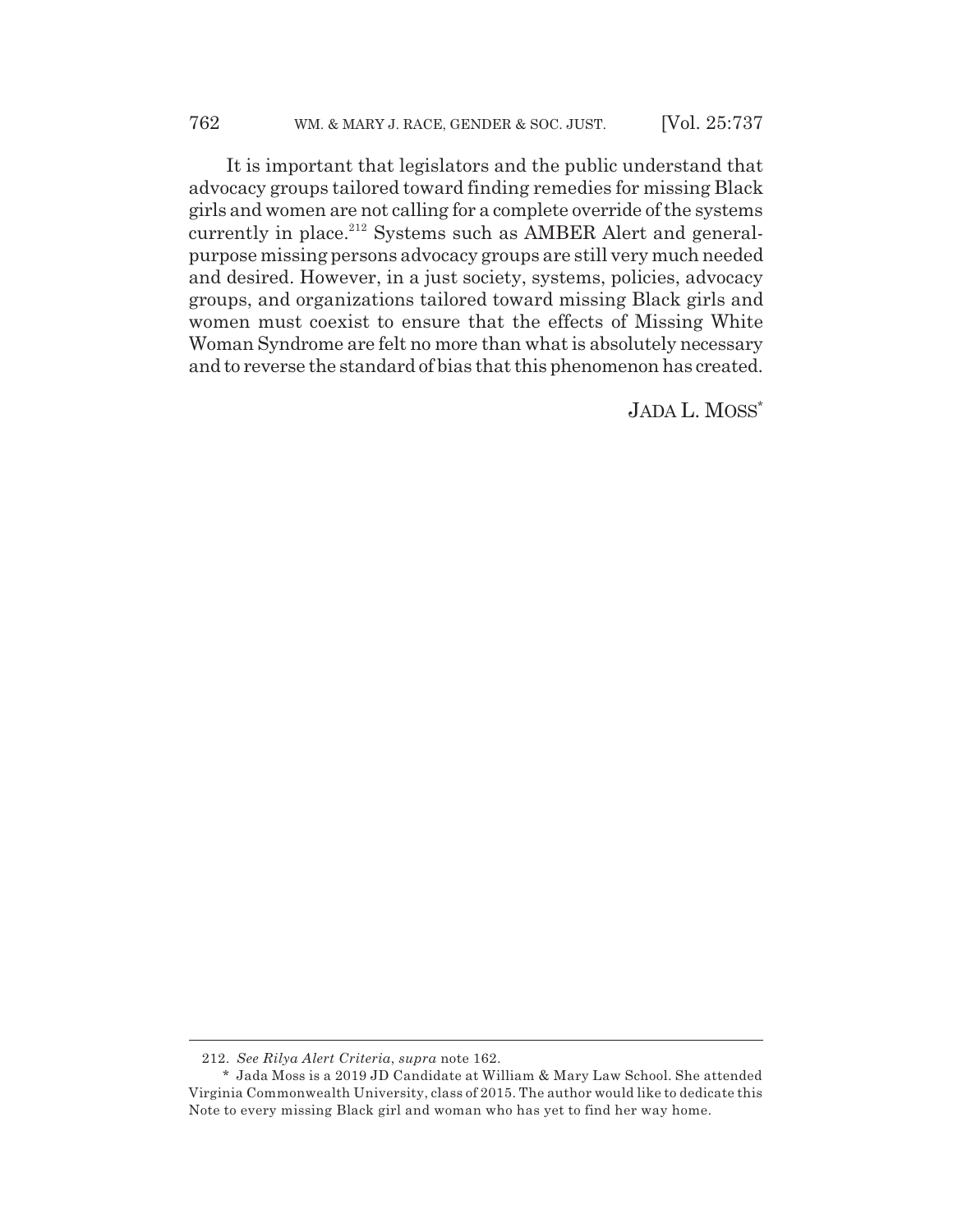It is important that legislators and the public understand that advocacy groups tailored toward finding remedies for missing Black girls and women are not calling for a complete override of the systems currently in place.[212] Systems such as AMBER Alert and general-purpose missing persons advocacy groups are still very much needed and desired. However, in a just society, systems, policies, advocacy groups, and organizations tailored toward missing Black girls and women must coexist to ensure that the effects of Missing White Woman Syndrome are felt no more than what is absolutely necessary and to reverse the standard of bias that this phenomenon has created.

JADA L. MOSS*

---

212. *See Rilya Alert Criteria*, *supra* note 162.

\* Jada Moss is a 2019 JD Candidate at William & Mary Law School. She attended Virginia Commonwealth University, class of 2015. The author would like to dedicate this Note to every missing Black girl and woman who has yet to find her way home.